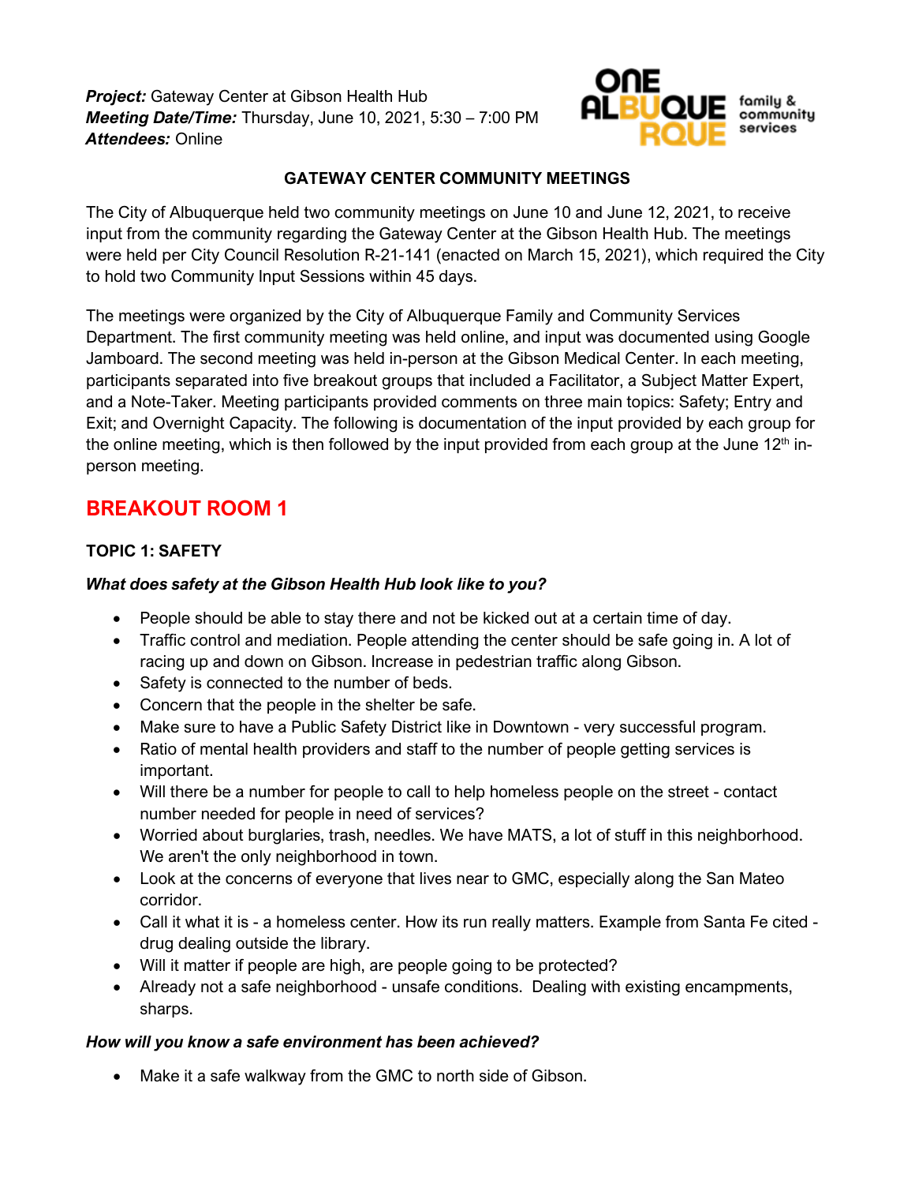***Project:*** Gateway Center at Gibson Health Hub
***Meeting Date/Time:*** Thursday, June 10, 2021, 5:30 – 7:00 PM
***Attendees:*** Online

ONE ALBUQUERQUE family & community services

**GATEWAY CENTER COMMUNITY MEETINGS**

The City of Albuquerque held two community meetings on June 10 and June 12, 2021, to receive input from the community regarding the Gateway Center at the Gibson Health Hub. The meetings were held per City Council Resolution R-21-141 (enacted on March 15, 2021), which required the City to hold two Community Input Sessions within 45 days.

The meetings were organized by the City of Albuquerque Family and Community Services Department. The first community meeting was held online, and input was documented using Google Jamboard. The second meeting was held in-person at the Gibson Medical Center. In each meeting, participants separated into five breakout groups that included a Facilitator, a Subject Matter Expert, and a Note-Taker. Meeting participants provided comments on three main topics: Safety; Entry and Exit; and Overnight Capacity. The following is documentation of the input provided by each group for the online meeting, which is then followed by the input provided from each group at the June 12th in-person meeting.

## BREAKOUT ROOM 1

### TOPIC 1: SAFETY

***What does safety at the Gibson Health Hub look like to you?***

- People should be able to stay there and not be kicked out at a certain time of day.
- Traffic control and mediation. People attending the center should be safe going in. A lot of racing up and down on Gibson. Increase in pedestrian traffic along Gibson.
- Safety is connected to the number of beds.
- Concern that the people in the shelter be safe.
- Make sure to have a Public Safety District like in Downtown - very successful program.
- Ratio of mental health providers and staff to the number of people getting services is important.
- Will there be a number for people to call to help homeless people on the street - contact number needed for people in need of services?
- Worried about burglaries, trash, needles. We have MATS, a lot of stuff in this neighborhood. We aren't the only neighborhood in town.
- Look at the concerns of everyone that lives near to GMC, especially along the San Mateo corridor.
- Call it what it is - a homeless center. How its run really matters. Example from Santa Fe cited - drug dealing outside the library.
- Will it matter if people are high, are people going to be protected?
- Already not a safe neighborhood - unsafe conditions. Dealing with existing encampments, sharps.

***How will you know a safe environment has been achieved?***

- Make it a safe walkway from the GMC to north side of Gibson.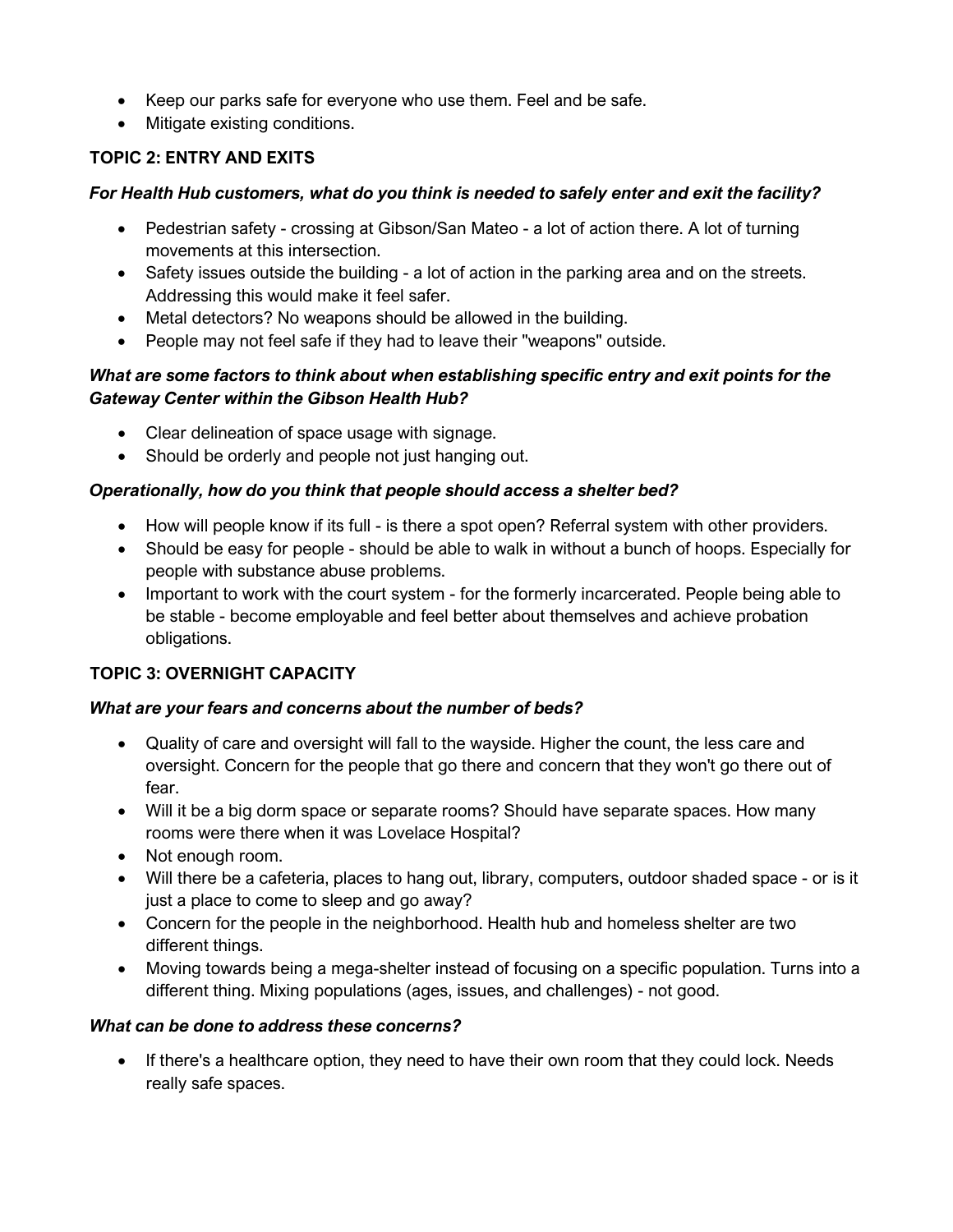- Keep our parks safe for everyone who use them. Feel and be safe.
- Mitigate existing conditions.

## TOPIC 2: ENTRY AND EXITS

***For Health Hub customers, what do you think is needed to safely enter and exit the facility?***

- Pedestrian safety - crossing at Gibson/San Mateo - a lot of action there. A lot of turning movements at this intersection.
- Safety issues outside the building - a lot of action in the parking area and on the streets. Addressing this would make it feel safer.
- Metal detectors? No weapons should be allowed in the building.
- People may not feel safe if they had to leave their "weapons" outside.

***What are some factors to think about when establishing specific entry and exit points for the Gateway Center within the Gibson Health Hub?***

- Clear delineation of space usage with signage.
- Should be orderly and people not just hanging out.

***Operationally, how do you think that people should access a shelter bed?***

- How will people know if its full - is there a spot open? Referral system with other providers.
- Should be easy for people - should be able to walk in without a bunch of hoops. Especially for people with substance abuse problems.
- Important to work with the court system - for the formerly incarcerated. People being able to be stable - become employable and feel better about themselves and achieve probation obligations.

## TOPIC 3: OVERNIGHT CAPACITY

***What are your fears and concerns about the number of beds?***

- Quality of care and oversight will fall to the wayside. Higher the count, the less care and oversight. Concern for the people that go there and concern that they won't go there out of fear.
- Will it be a big dorm space or separate rooms? Should have separate spaces. How many rooms were there when it was Lovelace Hospital?
- Not enough room.
- Will there be a cafeteria, places to hang out, library, computers, outdoor shaded space - or is it just a place to come to sleep and go away?
- Concern for the people in the neighborhood. Health hub and homeless shelter are two different things.
- Moving towards being a mega-shelter instead of focusing on a specific population. Turns into a different thing. Mixing populations (ages, issues, and challenges) - not good.

***What can be done to address these concerns?***

- If there's a healthcare option, they need to have their own room that they could lock. Needs really safe spaces.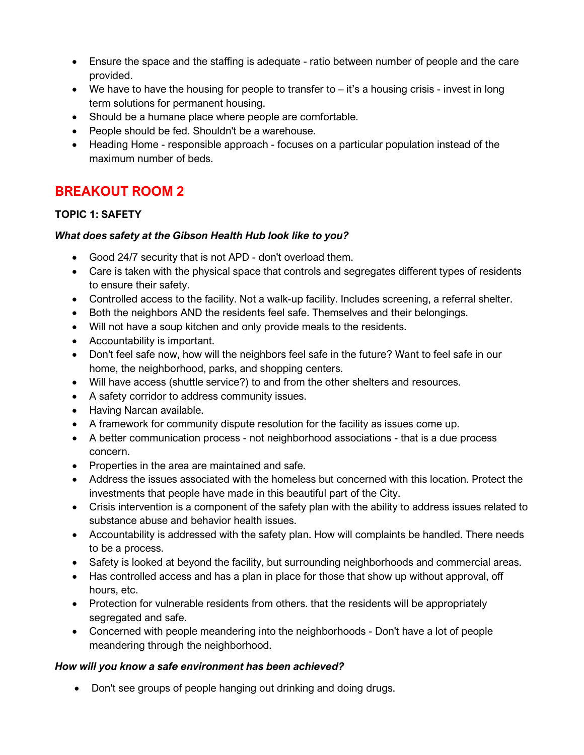- Ensure the space and the staffing is adequate - ratio between number of people and the care provided.
- We have to have the housing for people to transfer to – it's a housing crisis - invest in long term solutions for permanent housing.
- Should be a humane place where people are comfortable.
- People should be fed. Shouldn't be a warehouse.
- Heading Home - responsible approach - focuses on a particular population instead of the maximum number of beds.

## BREAKOUT ROOM 2

### TOPIC 1: SAFETY

***What does safety at the Gibson Health Hub look like to you?***

- Good 24/7 security that is not APD - don't overload them.
- Care is taken with the physical space that controls and segregates different types of residents to ensure their safety.
- Controlled access to the facility. Not a walk-up facility. Includes screening, a referral shelter.
- Both the neighbors AND the residents feel safe. Themselves and their belongings.
- Will not have a soup kitchen and only provide meals to the residents.
- Accountability is important.
- Don't feel safe now, how will the neighbors feel safe in the future? Want to feel safe in our home, the neighborhood, parks, and shopping centers.
- Will have access (shuttle service?) to and from the other shelters and resources.
- A safety corridor to address community issues.
- Having Narcan available.
- A framework for community dispute resolution for the facility as issues come up.
- A better communication process - not neighborhood associations - that is a due process concern.
- Properties in the area are maintained and safe.
- Address the issues associated with the homeless but concerned with this location. Protect the investments that people have made in this beautiful part of the City.
- Crisis intervention is a component of the safety plan with the ability to address issues related to substance abuse and behavior health issues.
- Accountability is addressed with the safety plan. How will complaints be handled. There needs to be a process.
- Safety is looked at beyond the facility, but surrounding neighborhoods and commercial areas.
- Has controlled access and has a plan in place for those that show up without approval, off hours, etc.
- Protection for vulnerable residents from others. that the residents will be appropriately segregated and safe.
- Concerned with people meandering into the neighborhoods - Don't have a lot of people meandering through the neighborhood.

***How will you know a safe environment has been achieved?***

- Don't see groups of people hanging out drinking and doing drugs.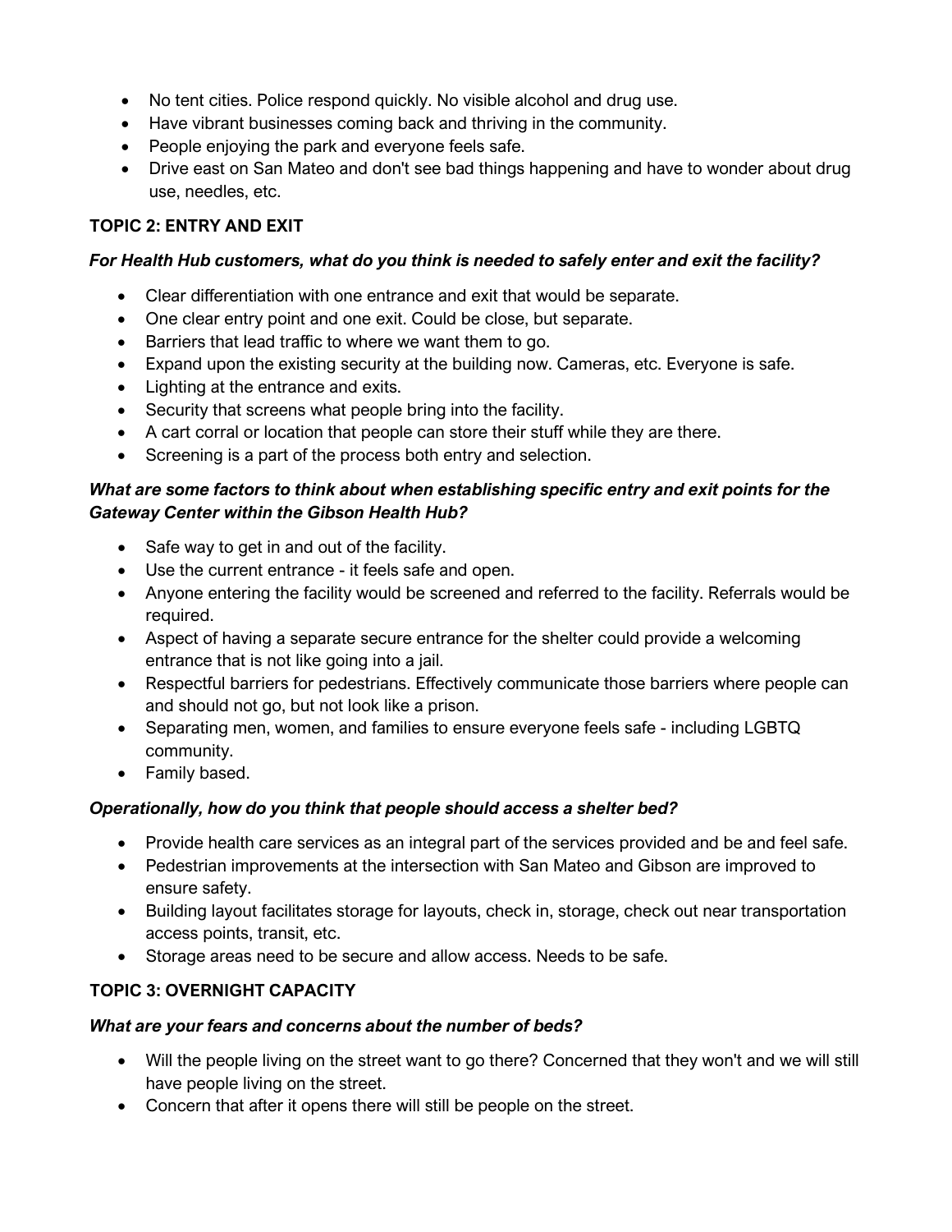- No tent cities. Police respond quickly. No visible alcohol and drug use.
- Have vibrant businesses coming back and thriving in the community.
- People enjoying the park and everyone feels safe.
- Drive east on San Mateo and don't see bad things happening and have to wonder about drug use, needles, etc.

## TOPIC 2: ENTRY AND EXIT

***For Health Hub customers, what do you think is needed to safely enter and exit the facility?***

- Clear differentiation with one entrance and exit that would be separate.
- One clear entry point and one exit. Could be close, but separate.
- Barriers that lead traffic to where we want them to go.
- Expand upon the existing security at the building now. Cameras, etc. Everyone is safe.
- Lighting at the entrance and exits.
- Security that screens what people bring into the facility.
- A cart corral or location that people can store their stuff while they are there.
- Screening is a part of the process both entry and selection.

***What are some factors to think about when establishing specific entry and exit points for the Gateway Center within the Gibson Health Hub?***

- Safe way to get in and out of the facility.
- Use the current entrance - it feels safe and open.
- Anyone entering the facility would be screened and referred to the facility. Referrals would be required.
- Aspect of having a separate secure entrance for the shelter could provide a welcoming entrance that is not like going into a jail.
- Respectful barriers for pedestrians. Effectively communicate those barriers where people can and should not go, but not look like a prison.
- Separating men, women, and families to ensure everyone feels safe - including LGBTQ community.
- Family based.

***Operationally, how do you think that people should access a shelter bed?***

- Provide health care services as an integral part of the services provided and be and feel safe.
- Pedestrian improvements at the intersection with San Mateo and Gibson are improved to ensure safety.
- Building layout facilitates storage for layouts, check in, storage, check out near transportation access points, transit, etc.
- Storage areas need to be secure and allow access. Needs to be safe.

## TOPIC 3: OVERNIGHT CAPACITY

***What are your fears and concerns about the number of beds?***

- Will the people living on the street want to go there? Concerned that they won't and we will still have people living on the street.
- Concern that after it opens there will still be people on the street.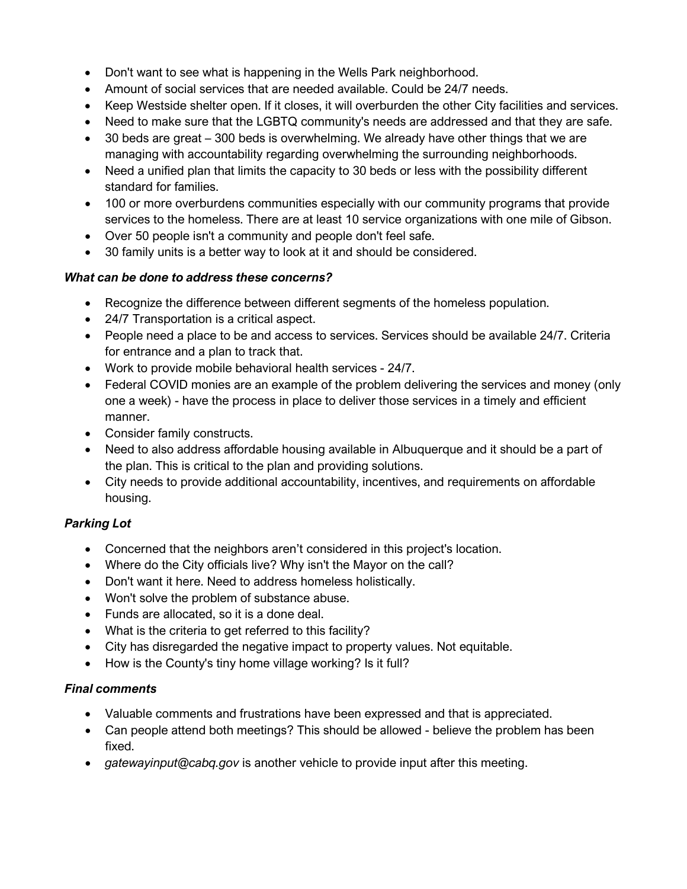- Don't want to see what is happening in the Wells Park neighborhood.
- Amount of social services that are needed available. Could be 24/7 needs.
- Keep Westside shelter open. If it closes, it will overburden the other City facilities and services.
- Need to make sure that the LGBTQ community's needs are addressed and that they are safe.
- 30 beds are great – 300 beds is overwhelming. We already have other things that we are managing with accountability regarding overwhelming the surrounding neighborhoods.
- Need a unified plan that limits the capacity to 30 beds or less with the possibility different standard for families.
- 100 or more overburdens communities especially with our community programs that provide services to the homeless. There are at least 10 service organizations with one mile of Gibson.
- Over 50 people isn't a community and people don't feel safe.
- 30 family units is a better way to look at it and should be considered.

### *What can be done to address these concerns?*

- Recognize the difference between different segments of the homeless population.
- 24/7 Transportation is a critical aspect.
- People need a place to be and access to services. Services should be available 24/7. Criteria for entrance and a plan to track that.
- Work to provide mobile behavioral health services - 24/7.
- Federal COVID monies are an example of the problem delivering the services and money (only one a week) - have the process in place to deliver those services in a timely and efficient manner.
- Consider family constructs.
- Need to also address affordable housing available in Albuquerque and it should be a part of the plan. This is critical to the plan and providing solutions.
- City needs to provide additional accountability, incentives, and requirements on affordable housing.

### *Parking Lot*

- Concerned that the neighbors aren't considered in this project's location.
- Where do the City officials live? Why isn't the Mayor on the call?
- Don't want it here. Need to address homeless holistically.
- Won't solve the problem of substance abuse.
- Funds are allocated, so it is a done deal.
- What is the criteria to get referred to this facility?
- City has disregarded the negative impact to property values. Not equitable.
- How is the County's tiny home village working? Is it full?

### *Final comments*

- Valuable comments and frustrations have been expressed and that is appreciated.
- Can people attend both meetings? This should be allowed - believe the problem has been fixed.
- *gatewayinput@cabq.gov* is another vehicle to provide input after this meeting.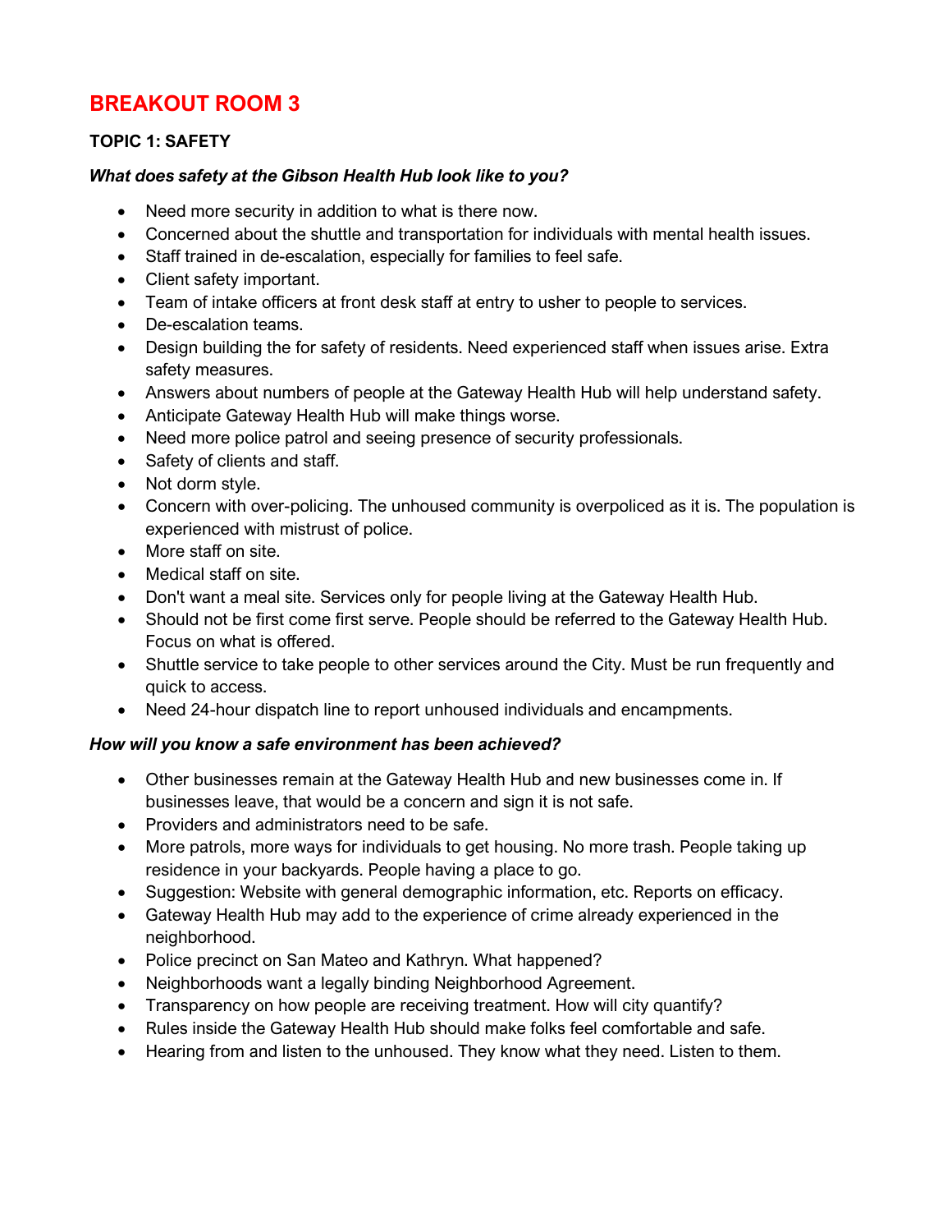# BREAKOUT ROOM 3

### TOPIC 1: SAFETY

***What does safety at the Gibson Health Hub look like to you?***

- Need more security in addition to what is there now.
- Concerned about the shuttle and transportation for individuals with mental health issues.
- Staff trained in de-escalation, especially for families to feel safe.
- Client safety important.
- Team of intake officers at front desk staff at entry to usher to people to services.
- De-escalation teams.
- Design building the for safety of residents. Need experienced staff when issues arise. Extra safety measures.
- Answers about numbers of people at the Gateway Health Hub will help understand safety.
- Anticipate Gateway Health Hub will make things worse.
- Need more police patrol and seeing presence of security professionals.
- Safety of clients and staff.
- Not dorm style.
- Concern with over-policing. The unhoused community is overpoliced as it is. The population is experienced with mistrust of police.
- More staff on site.
- Medical staff on site.
- Don't want a meal site. Services only for people living at the Gateway Health Hub.
- Should not be first come first serve. People should be referred to the Gateway Health Hub. Focus on what is offered.
- Shuttle service to take people to other services around the City. Must be run frequently and quick to access.
- Need 24-hour dispatch line to report unhoused individuals and encampments.

***How will you know a safe environment has been achieved?***

- Other businesses remain at the Gateway Health Hub and new businesses come in. If businesses leave, that would be a concern and sign it is not safe.
- Providers and administrators need to be safe.
- More patrols, more ways for individuals to get housing. No more trash. People taking up residence in your backyards. People having a place to go.
- Suggestion: Website with general demographic information, etc. Reports on efficacy.
- Gateway Health Hub may add to the experience of crime already experienced in the neighborhood.
- Police precinct on San Mateo and Kathryn. What happened?
- Neighborhoods want a legally binding Neighborhood Agreement.
- Transparency on how people are receiving treatment. How will city quantify?
- Rules inside the Gateway Health Hub should make folks feel comfortable and safe.
- Hearing from and listen to the unhoused. They know what they need. Listen to them.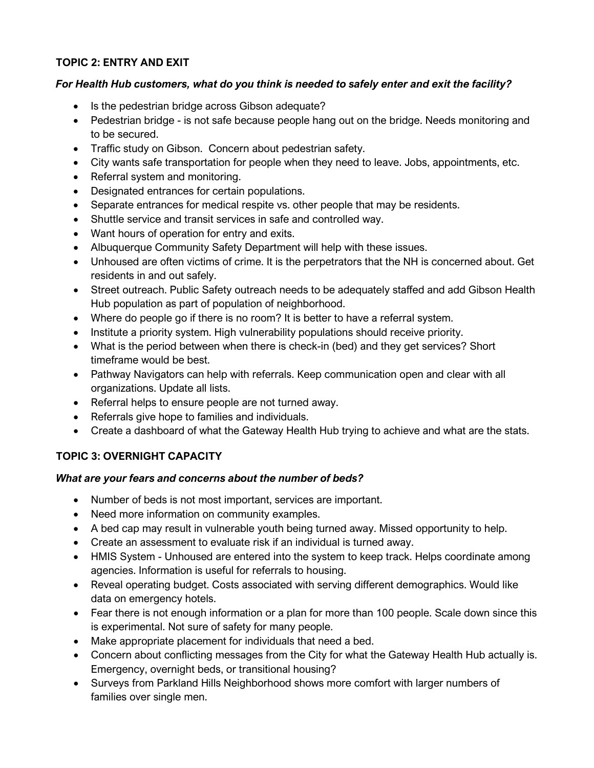### TOPIC 2: ENTRY AND EXIT

***For Health Hub customers, what do you think is needed to safely enter and exit the facility?***

- Is the pedestrian bridge across Gibson adequate?
- Pedestrian bridge - is not safe because people hang out on the bridge. Needs monitoring and to be secured.
- Traffic study on Gibson. Concern about pedestrian safety.
- City wants safe transportation for people when they need to leave. Jobs, appointments, etc.
- Referral system and monitoring.
- Designated entrances for certain populations.
- Separate entrances for medical respite vs. other people that may be residents.
- Shuttle service and transit services in safe and controlled way.
- Want hours of operation for entry and exits.
- Albuquerque Community Safety Department will help with these issues.
- Unhoused are often victims of crime. It is the perpetrators that the NH is concerned about. Get residents in and out safely.
- Street outreach. Public Safety outreach needs to be adequately staffed and add Gibson Health Hub population as part of population of neighborhood.
- Where do people go if there is no room? It is better to have a referral system.
- Institute a priority system. High vulnerability populations should receive priority.
- What is the period between when there is check-in (bed) and they get services? Short timeframe would be best.
- Pathway Navigators can help with referrals. Keep communication open and clear with all organizations. Update all lists.
- Referral helps to ensure people are not turned away.
- Referrals give hope to families and individuals.
- Create a dashboard of what the Gateway Health Hub trying to achieve and what are the stats.

### TOPIC 3: OVERNIGHT CAPACITY

***What are your fears and concerns about the number of beds?***

- Number of beds is not most important, services are important.
- Need more information on community examples.
- A bed cap may result in vulnerable youth being turned away. Missed opportunity to help.
- Create an assessment to evaluate risk if an individual is turned away.
- HMIS System - Unhoused are entered into the system to keep track. Helps coordinate among agencies. Information is useful for referrals to housing.
- Reveal operating budget. Costs associated with serving different demographics. Would like data on emergency hotels.
- Fear there is not enough information or a plan for more than 100 people. Scale down since this is experimental. Not sure of safety for many people.
- Make appropriate placement for individuals that need a bed.
- Concern about conflicting messages from the City for what the Gateway Health Hub actually is. Emergency, overnight beds, or transitional housing?
- Surveys from Parkland Hills Neighborhood shows more comfort with larger numbers of families over single men.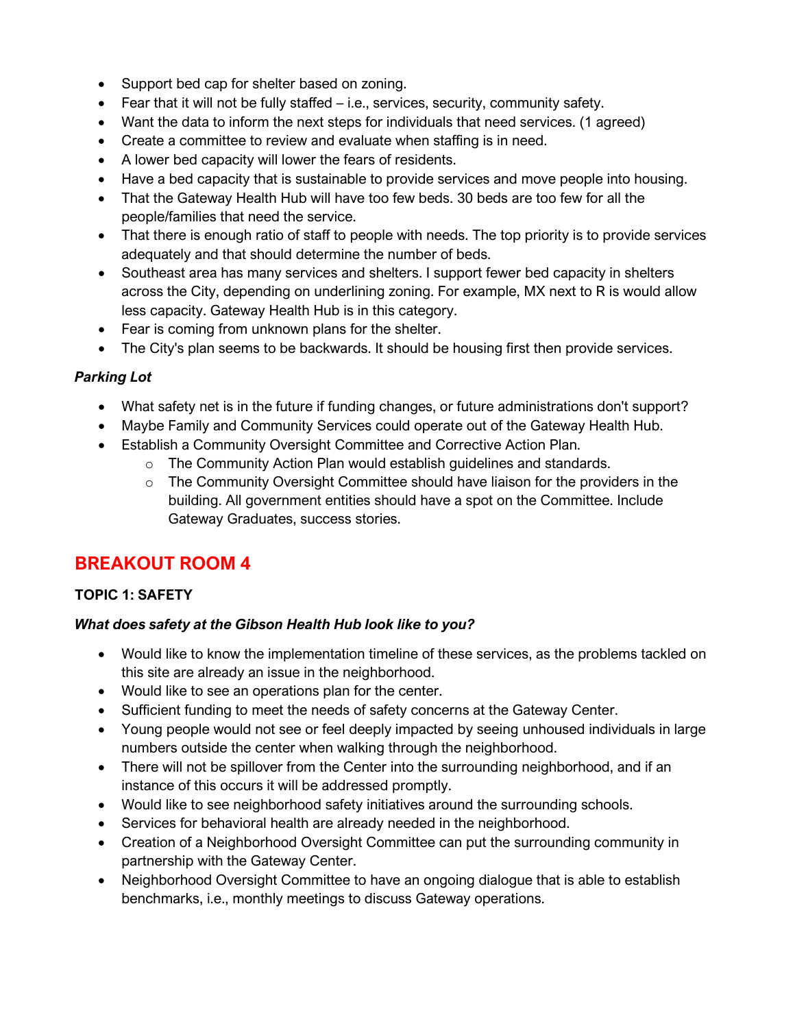- Support bed cap for shelter based on zoning.
- Fear that it will not be fully staffed – i.e., services, security, community safety.
- Want the data to inform the next steps for individuals that need services. (1 agreed)
- Create a committee to review and evaluate when staffing is in need.
- A lower bed capacity will lower the fears of residents.
- Have a bed capacity that is sustainable to provide services and move people into housing.
- That the Gateway Health Hub will have too few beds. 30 beds are too few for all the people/families that need the service.
- That there is enough ratio of staff to people with needs. The top priority is to provide services adequately and that should determine the number of beds.
- Southeast area has many services and shelters. I support fewer bed capacity in shelters across the City, depending on underlining zoning. For example, MX next to R is would allow less capacity. Gateway Health Hub is in this category.
- Fear is coming from unknown plans for the shelter.
- The City's plan seems to be backwards. It should be housing first then provide services.

### *Parking Lot*

- What safety net is in the future if funding changes, or future administrations don't support?
- Maybe Family and Community Services could operate out of the Gateway Health Hub.
- Establish a Community Oversight Committee and Corrective Action Plan.
  - The Community Action Plan would establish guidelines and standards.
  - The Community Oversight Committee should have liaison for the providers in the building. All government entities should have a spot on the Committee. Include Gateway Graduates, success stories.

## BREAKOUT ROOM 4

### TOPIC 1: SAFETY

#### *What does safety at the Gibson Health Hub look like to you?*

- Would like to know the implementation timeline of these services, as the problems tackled on this site are already an issue in the neighborhood.
- Would like to see an operations plan for the center.
- Sufficient funding to meet the needs of safety concerns at the Gateway Center.
- Young people would not see or feel deeply impacted by seeing unhoused individuals in large numbers outside the center when walking through the neighborhood.
- There will not be spillover from the Center into the surrounding neighborhood, and if an instance of this occurs it will be addressed promptly.
- Would like to see neighborhood safety initiatives around the surrounding schools.
- Services for behavioral health are already needed in the neighborhood.
- Creation of a Neighborhood Oversight Committee can put the surrounding community in partnership with the Gateway Center.
- Neighborhood Oversight Committee to have an ongoing dialogue that is able to establish benchmarks, i.e., monthly meetings to discuss Gateway operations.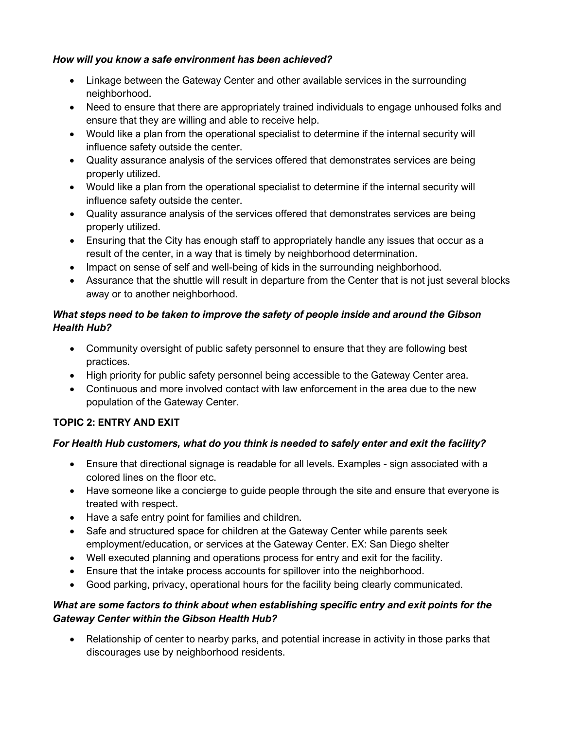***How will you know a safe environment has been achieved?***

- Linkage between the Gateway Center and other available services in the surrounding neighborhood.
- Need to ensure that there are appropriately trained individuals to engage unhoused folks and ensure that they are willing and able to receive help.
- Would like a plan from the operational specialist to determine if the internal security will influence safety outside the center.
- Quality assurance analysis of the services offered that demonstrates services are being properly utilized.
- Would like a plan from the operational specialist to determine if the internal security will influence safety outside the center.
- Quality assurance analysis of the services offered that demonstrates services are being properly utilized.
- Ensuring that the City has enough staff to appropriately handle any issues that occur as a result of the center, in a way that is timely by neighborhood determination.
- Impact on sense of self and well-being of kids in the surrounding neighborhood.
- Assurance that the shuttle will result in departure from the Center that is not just several blocks away or to another neighborhood.

***What steps need to be taken to improve the safety of people inside and around the Gibson Health Hub?***

- Community oversight of public safety personnel to ensure that they are following best practices.
- High priority for public safety personnel being accessible to the Gateway Center area.
- Continuous and more involved contact with law enforcement in the area due to the new population of the Gateway Center.

## TOPIC 2: ENTRY AND EXIT

***For Health Hub customers, what do you think is needed to safely enter and exit the facility?***

- Ensure that directional signage is readable for all levels. Examples - sign associated with a colored lines on the floor etc.
- Have someone like a concierge to guide people through the site and ensure that everyone is treated with respect.
- Have a safe entry point for families and children.
- Safe and structured space for children at the Gateway Center while parents seek employment/education, or services at the Gateway Center. EX: San Diego shelter
- Well executed planning and operations process for entry and exit for the facility.
- Ensure that the intake process accounts for spillover into the neighborhood.
- Good parking, privacy, operational hours for the facility being clearly communicated.

***What are some factors to think about when establishing specific entry and exit points for the Gateway Center within the Gibson Health Hub?***

- Relationship of center to nearby parks, and potential increase in activity in those parks that discourages use by neighborhood residents.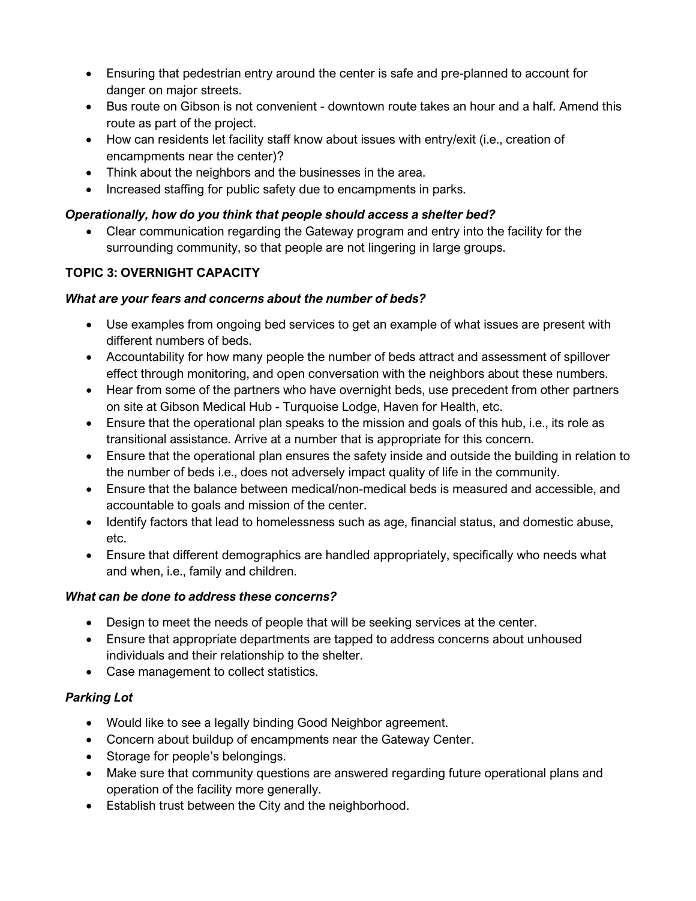- Ensuring that pedestrian entry around the center is safe and pre-planned to account for danger on major streets.
- Bus route on Gibson is not convenient - downtown route takes an hour and a half. Amend this route as part of the project.
- How can residents let facility staff know about issues with entry/exit (i.e., creation of encampments near the center)?
- Think about the neighbors and the businesses in the area.
- Increased staffing for public safety due to encampments in parks.

***Operationally, how do you think that people should access a shelter bed?***

- Clear communication regarding the Gateway program and entry into the facility for the surrounding community, so that people are not lingering in large groups.

**TOPIC 3: OVERNIGHT CAPACITY**

***What are your fears and concerns about the number of beds?***

- Use examples from ongoing bed services to get an example of what issues are present with different numbers of beds.
- Accountability for how many people the number of beds attract and assessment of spillover effect through monitoring, and open conversation with the neighbors about these numbers.
- Hear from some of the partners who have overnight beds, use precedent from other partners on site at Gibson Medical Hub - Turquoise Lodge, Haven for Health, etc.
- Ensure that the operational plan speaks to the mission and goals of this hub, i.e., its role as transitional assistance. Arrive at a number that is appropriate for this concern.
- Ensure that the operational plan ensures the safety inside and outside the building in relation to the number of beds i.e., does not adversely impact quality of life in the community.
- Ensure that the balance between medical/non-medical beds is measured and accessible, and accountable to goals and mission of the center.
- Identify factors that lead to homelessness such as age, financial status, and domestic abuse, etc.
- Ensure that different demographics are handled appropriately, specifically who needs what and when, i.e., family and children.

***What can be done to address these concerns?***

- Design to meet the needs of people that will be seeking services at the center.
- Ensure that appropriate departments are tapped to address concerns about unhoused individuals and their relationship to the shelter.
- Case management to collect statistics.

***Parking Lot***

- Would like to see a legally binding Good Neighbor agreement.
- Concern about buildup of encampments near the Gateway Center.
- Storage for people's belongings.
- Make sure that community questions are answered regarding future operational plans and operation of the facility more generally.
- Establish trust between the City and the neighborhood.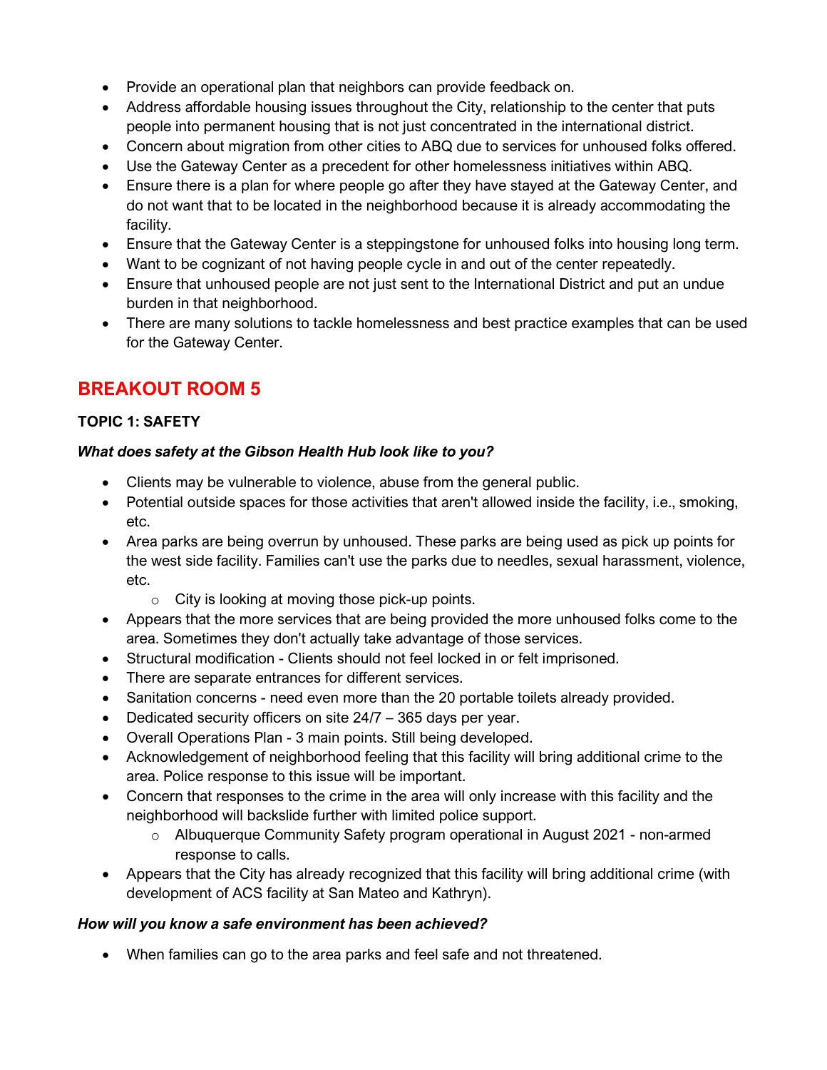- Provide an operational plan that neighbors can provide feedback on.
- Address affordable housing issues throughout the City, relationship to the center that puts people into permanent housing that is not just concentrated in the international district.
- Concern about migration from other cities to ABQ due to services for unhoused folks offered.
- Use the Gateway Center as a precedent for other homelessness initiatives within ABQ.
- Ensure there is a plan for where people go after they have stayed at the Gateway Center, and do not want that to be located in the neighborhood because it is already accommodating the facility.
- Ensure that the Gateway Center is a steppingstone for unhoused folks into housing long term.
- Want to be cognizant of not having people cycle in and out of the center repeatedly.
- Ensure that unhoused people are not just sent to the International District and put an undue burden in that neighborhood.
- There are many solutions to tackle homelessness and best practice examples that can be used for the Gateway Center.

## BREAKOUT ROOM 5

### TOPIC 1: SAFETY

***What does safety at the Gibson Health Hub look like to you?***

- Clients may be vulnerable to violence, abuse from the general public.
- Potential outside spaces for those activities that aren't allowed inside the facility, i.e., smoking, etc.
- Area parks are being overrun by unhoused. These parks are being used as pick up points for the west side facility. Families can't use the parks due to needles, sexual harassment, violence, etc.
    - City is looking at moving those pick-up points.
- Appears that the more services that are being provided the more unhoused folks come to the area. Sometimes they don't actually take advantage of those services.
- Structural modification - Clients should not feel locked in or felt imprisoned.
- There are separate entrances for different services.
- Sanitation concerns - need even more than the 20 portable toilets already provided.
- Dedicated security officers on site 24/7 – 365 days per year.
- Overall Operations Plan - 3 main points. Still being developed.
- Acknowledgement of neighborhood feeling that this facility will bring additional crime to the area. Police response to this issue will be important.
- Concern that responses to the crime in the area will only increase with this facility and the neighborhood will backslide further with limited police support.
    - Albuquerque Community Safety program operational in August 2021 - non-armed response to calls.
- Appears that the City has already recognized that this facility will bring additional crime (with development of ACS facility at San Mateo and Kathryn).

***How will you know a safe environment has been achieved?***

- When families can go to the area parks and feel safe and not threatened.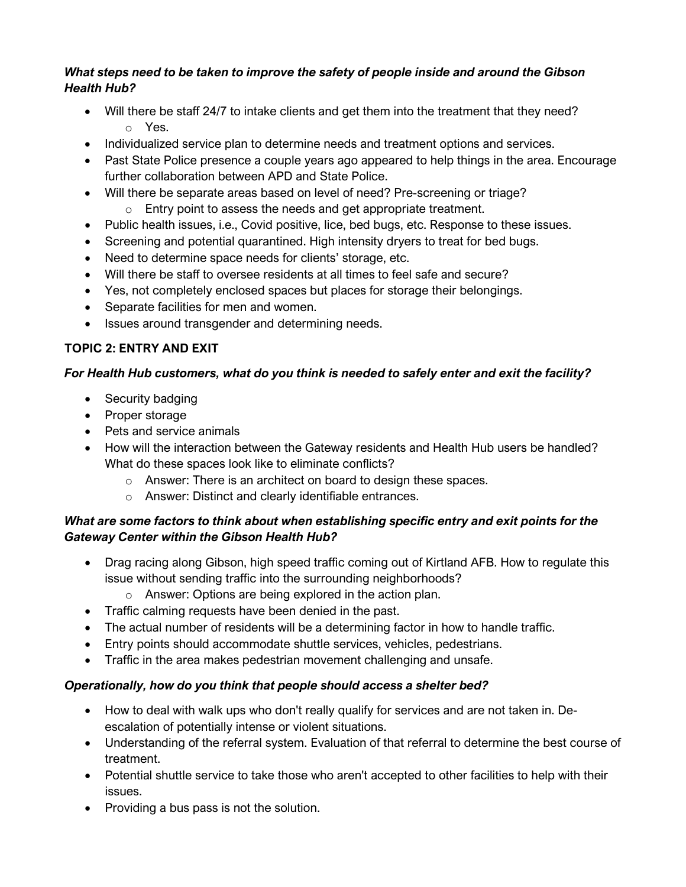***What steps need to be taken to improve the safety of people inside and around the Gibson Health Hub?***

- Will there be staff 24/7 to intake clients and get them into the treatment that they need?
  - Yes.
- Individualized service plan to determine needs and treatment options and services.
- Past State Police presence a couple years ago appeared to help things in the area. Encourage further collaboration between APD and State Police.
- Will there be separate areas based on level of need? Pre-screening or triage?
  - Entry point to assess the needs and get appropriate treatment.
- Public health issues, i.e., Covid positive, lice, bed bugs, etc. Response to these issues.
- Screening and potential quarantined. High intensity dryers to treat for bed bugs.
- Need to determine space needs for clients' storage, etc.
- Will there be staff to oversee residents at all times to feel safe and secure?
- Yes, not completely enclosed spaces but places for storage their belongings.
- Separate facilities for men and women.
- Issues around transgender and determining needs.

## TOPIC 2: ENTRY AND EXIT

***For Health Hub customers, what do you think is needed to safely enter and exit the facility?***

- Security badging
- Proper storage
- Pets and service animals
- How will the interaction between the Gateway residents and Health Hub users be handled? What do these spaces look like to eliminate conflicts?
  - Answer: There is an architect on board to design these spaces.
  - Answer: Distinct and clearly identifiable entrances.

***What are some factors to think about when establishing specific entry and exit points for the Gateway Center within the Gibson Health Hub?***

- Drag racing along Gibson, high speed traffic coming out of Kirtland AFB. How to regulate this issue without sending traffic into the surrounding neighborhoods?
  - Answer: Options are being explored in the action plan.
- Traffic calming requests have been denied in the past.
- The actual number of residents will be a determining factor in how to handle traffic.
- Entry points should accommodate shuttle services, vehicles, pedestrians.
- Traffic in the area makes pedestrian movement challenging and unsafe.

***Operationally, how do you think that people should access a shelter bed?***

- How to deal with walk ups who don't really qualify for services and are not taken in. De-escalation of potentially intense or violent situations.
- Understanding of the referral system. Evaluation of that referral to determine the best course of treatment.
- Potential shuttle service to take those who aren't accepted to other facilities to help with their issues.
- Providing a bus pass is not the solution.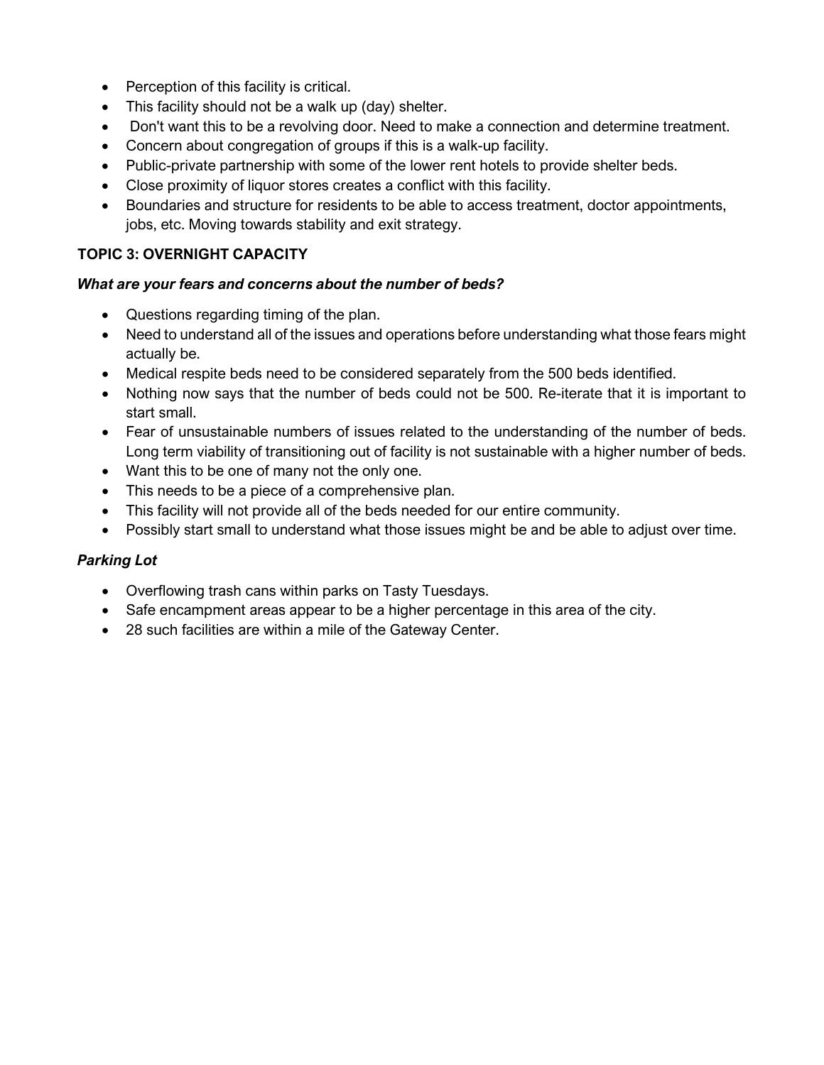- Perception of this facility is critical.
- This facility should not be a walk up (day) shelter.
- Don't want this to be a revolving door. Need to make a connection and determine treatment.
- Concern about congregation of groups if this is a walk-up facility.
- Public-private partnership with some of the lower rent hotels to provide shelter beds.
- Close proximity of liquor stores creates a conflict with this facility.
- Boundaries and structure for residents to be able to access treatment, doctor appointments, jobs, etc. Moving towards stability and exit strategy.

### TOPIC 3: OVERNIGHT CAPACITY

***What are your fears and concerns about the number of beds?***

- Questions regarding timing of the plan.
- Need to understand all of the issues and operations before understanding what those fears might actually be.
- Medical respite beds need to be considered separately from the 500 beds identified.
- Nothing now says that the number of beds could not be 500. Re-iterate that it is important to start small.
- Fear of unsustainable numbers of issues related to the understanding of the number of beds. Long term viability of transitioning out of facility is not sustainable with a higher number of beds.
- Want this to be one of many not the only one.
- This needs to be a piece of a comprehensive plan.
- This facility will not provide all of the beds needed for our entire community.
- Possibly start small to understand what those issues might be and be able to adjust over time.

***Parking Lot***

- Overflowing trash cans within parks on Tasty Tuesdays.
- Safe encampment areas appear to be a higher percentage in this area of the city.
- 28 such facilities are within a mile of the Gateway Center.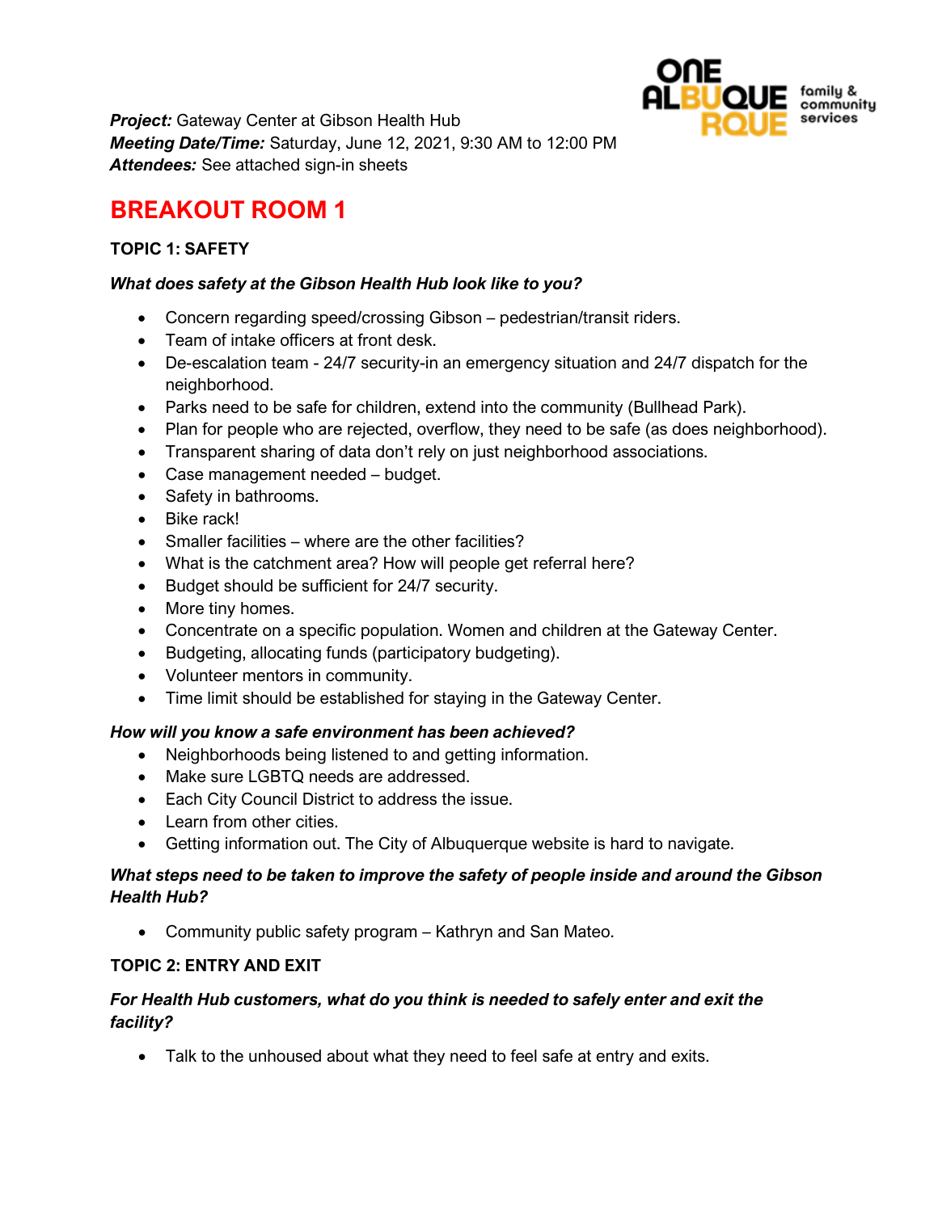*Project:* Gateway Center at Gibson Health Hub
*Meeting Date/Time:* Saturday, June 12, 2021, 9:30 AM to 12:00 PM
*Attendees:* See attached sign-in sheets

# BREAKOUT ROOM 1

### TOPIC 1: SAFETY

***What does safety at the Gibson Health Hub look like to you?***

- Concern regarding speed/crossing Gibson – pedestrian/transit riders.
- Team of intake officers at front desk.
- De-escalation team - 24/7 security-in an emergency situation and 24/7 dispatch for the neighborhood.
- Parks need to be safe for children, extend into the community (Bullhead Park).
- Plan for people who are rejected, overflow, they need to be safe (as does neighborhood).
- Transparent sharing of data don't rely on just neighborhood associations.
- Case management needed – budget.
- Safety in bathrooms.
- Bike rack!
- Smaller facilities – where are the other facilities?
- What is the catchment area? How will people get referral here?
- Budget should be sufficient for 24/7 security.
- More tiny homes.
- Concentrate on a specific population. Women and children at the Gateway Center.
- Budgeting, allocating funds (participatory budgeting).
- Volunteer mentors in community.
- Time limit should be established for staying in the Gateway Center.

***How will you know a safe environment has been achieved?***

- Neighborhoods being listened to and getting information.
- Make sure LGBTQ needs are addressed.
- Each City Council District to address the issue.
- Learn from other cities.
- Getting information out. The City of Albuquerque website is hard to navigate.

***What steps need to be taken to improve the safety of people inside and around the Gibson Health Hub?***

- Community public safety program – Kathryn and San Mateo.

### TOPIC 2: ENTRY AND EXIT

***For Health Hub customers, what do you think is needed to safely enter and exit the facility?***

- Talk to the unhoused about what they need to feel safe at entry and exits.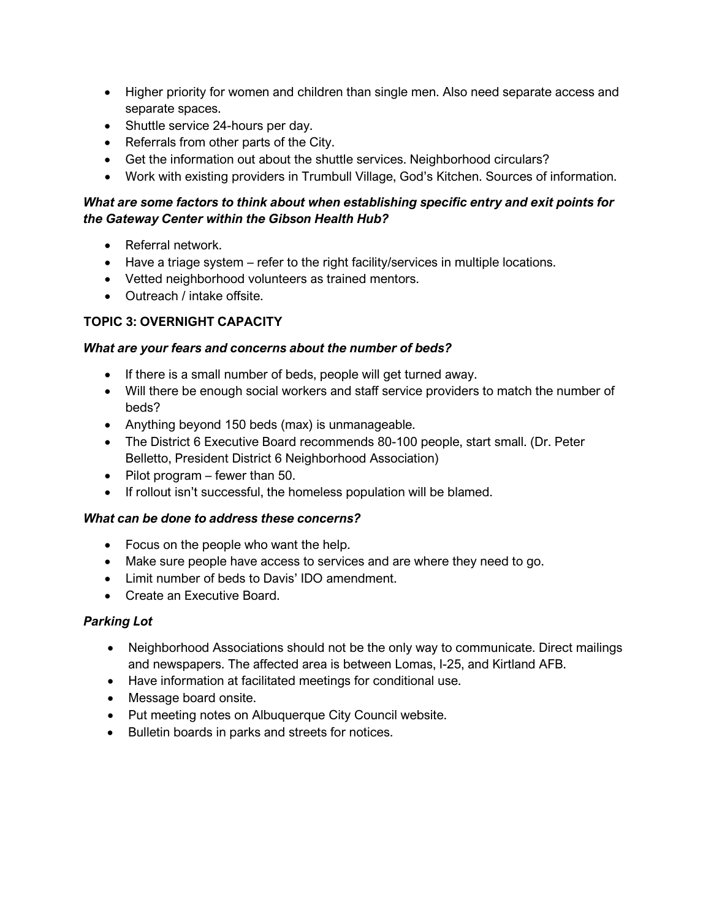- Higher priority for women and children than single men. Also need separate access and separate spaces.
- Shuttle service 24-hours per day.
- Referrals from other parts of the City.
- Get the information out about the shuttle services. Neighborhood circulars?
- Work with existing providers in Trumbull Village, God's Kitchen. Sources of information.

***What are some factors to think about when establishing specific entry and exit points for the Gateway Center within the Gibson Health Hub?***

- Referral network.
- Have a triage system – refer to the right facility/services in multiple locations.
- Vetted neighborhood volunteers as trained mentors.
- Outreach / intake offsite.

## TOPIC 3: OVERNIGHT CAPACITY

***What are your fears and concerns about the number of beds?***

- If there is a small number of beds, people will get turned away.
- Will there be enough social workers and staff service providers to match the number of beds?
- Anything beyond 150 beds (max) is unmanageable.
- The District 6 Executive Board recommends 80-100 people, start small. (Dr. Peter Belletto, President District 6 Neighborhood Association)
- Pilot program – fewer than 50.
- If rollout isn't successful, the homeless population will be blamed.

***What can be done to address these concerns?***

- Focus on the people who want the help.
- Make sure people have access to services and are where they need to go.
- Limit number of beds to Davis' IDO amendment.
- Create an Executive Board.

***Parking Lot***

- Neighborhood Associations should not be the only way to communicate. Direct mailings and newspapers. The affected area is between Lomas, I-25, and Kirtland AFB.
- Have information at facilitated meetings for conditional use.
- Message board onsite.
- Put meeting notes on Albuquerque City Council website.
- Bulletin boards in parks and streets for notices.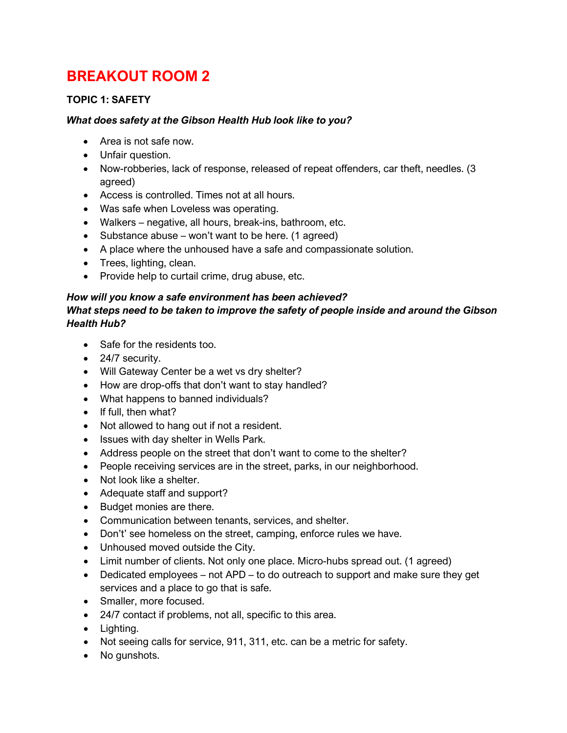# BREAKOUT ROOM 2

### TOPIC 1: SAFETY

***What does safety at the Gibson Health Hub look like to you?***

- Area is not safe now.
- Unfair question.
- Now-robberies, lack of response, released of repeat offenders, car theft, needles. (3 agreed)
- Access is controlled. Times not at all hours.
- Was safe when Loveless was operating.
- Walkers – negative, all hours, break-ins, bathroom, etc.
- Substance abuse – won't want to be here. (1 agreed)
- A place where the unhoused have a safe and compassionate solution.
- Trees, lighting, clean.
- Provide help to curtail crime, drug abuse, etc.

***How will you know a safe environment has been achieved?***
***What steps need to be taken to improve the safety of people inside and around the Gibson Health Hub?***

- Safe for the residents too.
- 24/7 security.
- Will Gateway Center be a wet vs dry shelter?
- How are drop-offs that don't want to stay handled?
- What happens to banned individuals?
- If full, then what?
- Not allowed to hang out if not a resident.
- Issues with day shelter in Wells Park.
- Address people on the street that don't want to come to the shelter?
- People receiving services are in the street, parks, in our neighborhood.
- Not look like a shelter.
- Adequate staff and support?
- Budget monies are there.
- Communication between tenants, services, and shelter.
- Don't' see homeless on the street, camping, enforce rules we have.
- Unhoused moved outside the City.
- Limit number of clients. Not only one place. Micro-hubs spread out. (1 agreed)
- Dedicated employees – not APD – to do outreach to support and make sure they get services and a place to go that is safe.
- Smaller, more focused.
- 24/7 contact if problems, not all, specific to this area.
- Lighting.
- Not seeing calls for service, 911, 311, etc. can be a metric for safety.
- No gunshots.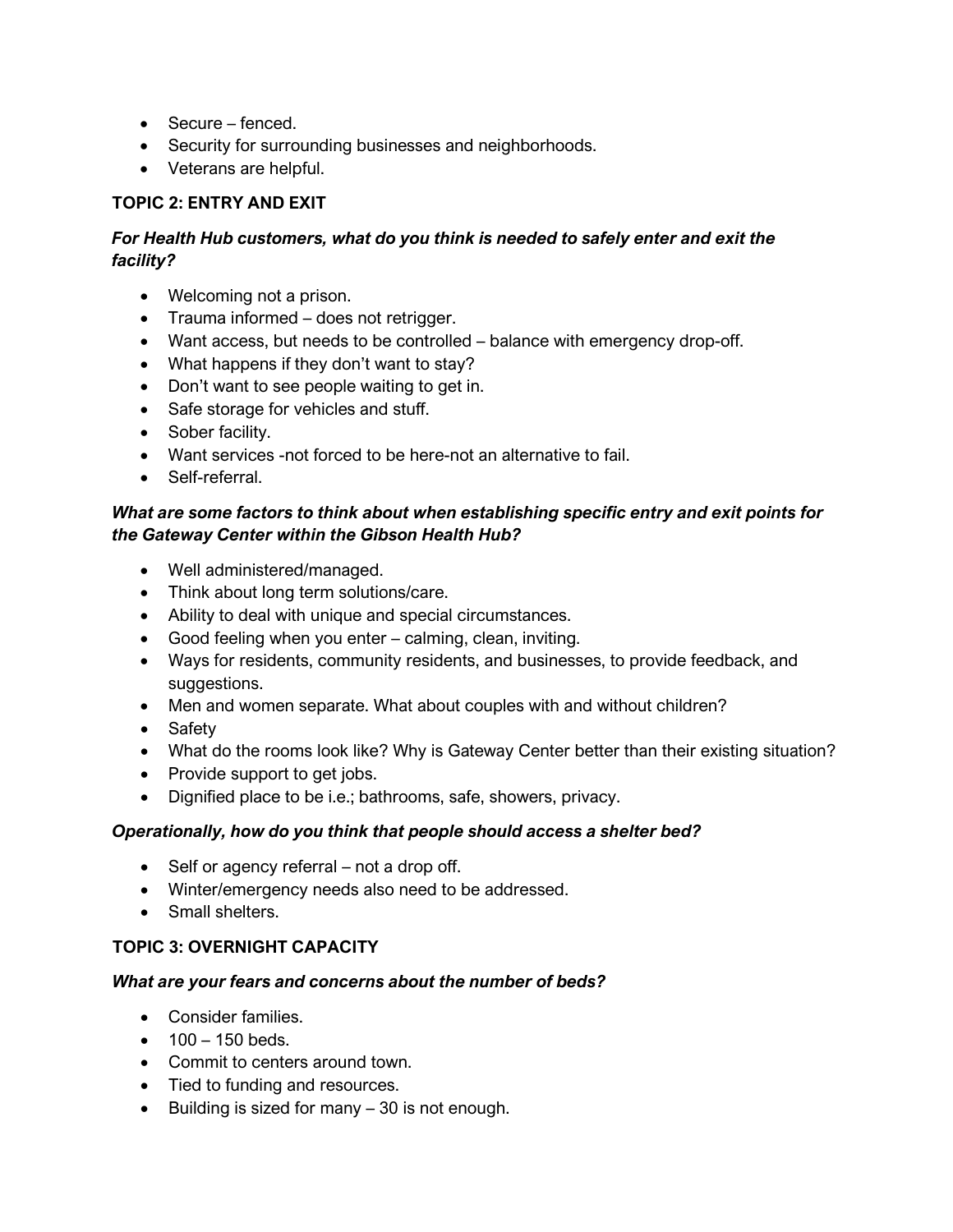- Secure – fenced.
- Security for surrounding businesses and neighborhoods.
- Veterans are helpful.

## TOPIC 2: ENTRY AND EXIT

***For Health Hub customers, what do you think is needed to safely enter and exit the facility?***

- Welcoming not a prison.
- Trauma informed – does not retrigger.
- Want access, but needs to be controlled – balance with emergency drop-off.
- What happens if they don't want to stay?
- Don't want to see people waiting to get in.
- Safe storage for vehicles and stuff.
- Sober facility.
- Want services -not forced to be here-not an alternative to fail.
- Self-referral.

***What are some factors to think about when establishing specific entry and exit points for the Gateway Center within the Gibson Health Hub?***

- Well administered/managed.
- Think about long term solutions/care.
- Ability to deal with unique and special circumstances.
- Good feeling when you enter – calming, clean, inviting.
- Ways for residents, community residents, and businesses, to provide feedback, and suggestions.
- Men and women separate. What about couples with and without children?
- Safety
- What do the rooms look like? Why is Gateway Center better than their existing situation?
- Provide support to get jobs.
- Dignified place to be i.e.; bathrooms, safe, showers, privacy.

***Operationally, how do you think that people should access a shelter bed?***

- Self or agency referral – not a drop off.
- Winter/emergency needs also need to be addressed.
- Small shelters.

## TOPIC 3: OVERNIGHT CAPACITY

***What are your fears and concerns about the number of beds?***

- Consider families.
- 100 – 150 beds.
- Commit to centers around town.
- Tied to funding and resources.
- Building is sized for many – 30 is not enough.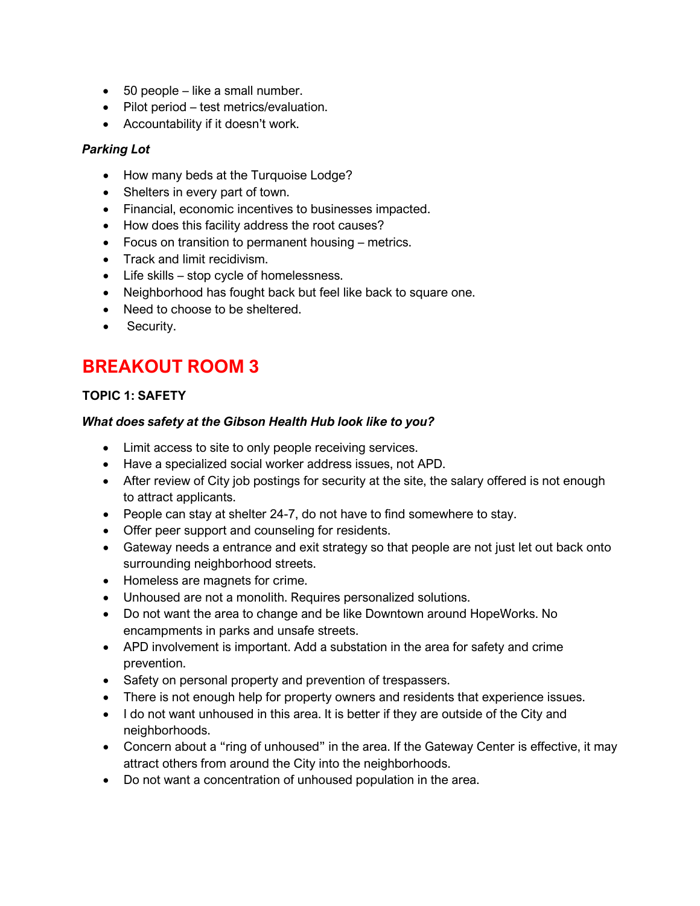- 50 people – like a small number.
- Pilot period – test metrics/evaluation.
- Accountability if it doesn't work.

***Parking Lot***

- How many beds at the Turquoise Lodge?
- Shelters in every part of town.
- Financial, economic incentives to businesses impacted.
- How does this facility address the root causes?
- Focus on transition to permanent housing – metrics.
- Track and limit recidivism.
- Life skills – stop cycle of homelessness.
- Neighborhood has fought back but feel like back to square one.
- Need to choose to be sheltered.
- Security.

# BREAKOUT ROOM 3

**TOPIC 1: SAFETY**

***What does safety at the Gibson Health Hub look like to you?***

- Limit access to site to only people receiving services.
- Have a specialized social worker address issues, not APD.
- After review of City job postings for security at the site, the salary offered is not enough to attract applicants.
- People can stay at shelter 24-7, do not have to find somewhere to stay.
- Offer peer support and counseling for residents.
- Gateway needs a entrance and exit strategy so that people are not just let out back onto surrounding neighborhood streets.
- Homeless are magnets for crime.
- Unhoused are not a monolith. Requires personalized solutions.
- Do not want the area to change and be like Downtown around HopeWorks. No encampments in parks and unsafe streets.
- APD involvement is important. Add a substation in the area for safety and crime prevention.
- Safety on personal property and prevention of trespassers.
- There is not enough help for property owners and residents that experience issues.
- I do not want unhoused in this area. It is better if they are outside of the City and neighborhoods.
- Concern about a "ring of unhoused" in the area. If the Gateway Center is effective, it may attract others from around the City into the neighborhoods.
- Do not want a concentration of unhoused population in the area.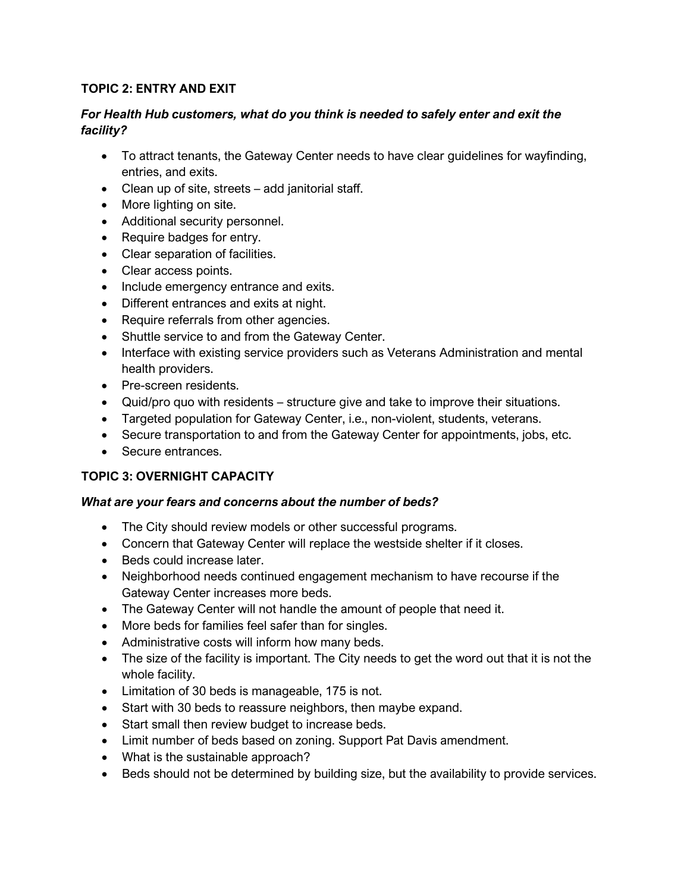## TOPIC 2: ENTRY AND EXIT

***For Health Hub customers, what do you think is needed to safely enter and exit the facility?***

- To attract tenants, the Gateway Center needs to have clear guidelines for wayfinding, entries, and exits.
- Clean up of site, streets – add janitorial staff.
- More lighting on site.
- Additional security personnel.
- Require badges for entry.
- Clear separation of facilities.
- Clear access points.
- Include emergency entrance and exits.
- Different entrances and exits at night.
- Require referrals from other agencies.
- Shuttle service to and from the Gateway Center.
- Interface with existing service providers such as Veterans Administration and mental health providers.
- Pre-screen residents.
- Quid/pro quo with residents – structure give and take to improve their situations.
- Targeted population for Gateway Center, i.e., non-violent, students, veterans.
- Secure transportation to and from the Gateway Center for appointments, jobs, etc.
- Secure entrances.

## TOPIC 3: OVERNIGHT CAPACITY

***What are your fears and concerns about the number of beds?***

- The City should review models or other successful programs.
- Concern that Gateway Center will replace the westside shelter if it closes.
- Beds could increase later.
- Neighborhood needs continued engagement mechanism to have recourse if the Gateway Center increases more beds.
- The Gateway Center will not handle the amount of people that need it.
- More beds for families feel safer than for singles.
- Administrative costs will inform how many beds.
- The size of the facility is important. The City needs to get the word out that it is not the whole facility.
- Limitation of 30 beds is manageable, 175 is not.
- Start with 30 beds to reassure neighbors, then maybe expand.
- Start small then review budget to increase beds.
- Limit number of beds based on zoning. Support Pat Davis amendment.
- What is the sustainable approach?
- Beds should not be determined by building size, but the availability to provide services.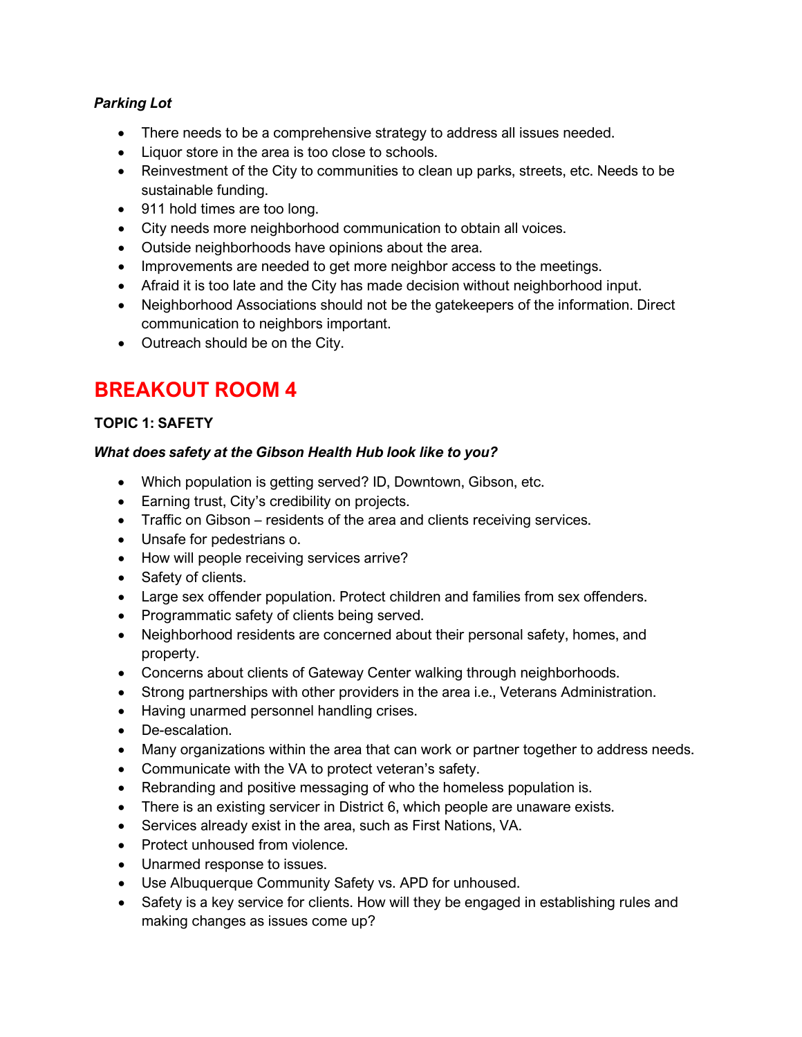***Parking Lot***

- There needs to be a comprehensive strategy to address all issues needed.
- Liquor store in the area is too close to schools.
- Reinvestment of the City to communities to clean up parks, streets, etc. Needs to be sustainable funding.
- 911 hold times are too long.
- City needs more neighborhood communication to obtain all voices.
- Outside neighborhoods have opinions about the area.
- Improvements are needed to get more neighbor access to the meetings.
- Afraid it is too late and the City has made decision without neighborhood input.
- Neighborhood Associations should not be the gatekeepers of the information. Direct communication to neighbors important.
- Outreach should be on the City.

# BREAKOUT ROOM 4

### TOPIC 1: SAFETY

***What does safety at the Gibson Health Hub look like to you?***

- Which population is getting served? ID, Downtown, Gibson, etc.
- Earning trust, City's credibility on projects.
- Traffic on Gibson – residents of the area and clients receiving services.
- Unsafe for pedestrians o.
- How will people receiving services arrive?
- Safety of clients.
- Large sex offender population. Protect children and families from sex offenders.
- Programmatic safety of clients being served.
- Neighborhood residents are concerned about their personal safety, homes, and property.
- Concerns about clients of Gateway Center walking through neighborhoods.
- Strong partnerships with other providers in the area i.e., Veterans Administration.
- Having unarmed personnel handling crises.
- De-escalation.
- Many organizations within the area that can work or partner together to address needs.
- Communicate with the VA to protect veteran's safety.
- Rebranding and positive messaging of who the homeless population is.
- There is an existing servicer in District 6, which people are unaware exists.
- Services already exist in the area, such as First Nations, VA.
- Protect unhoused from violence.
- Unarmed response to issues.
- Use Albuquerque Community Safety vs. APD for unhoused.
- Safety is a key service for clients. How will they be engaged in establishing rules and making changes as issues come up?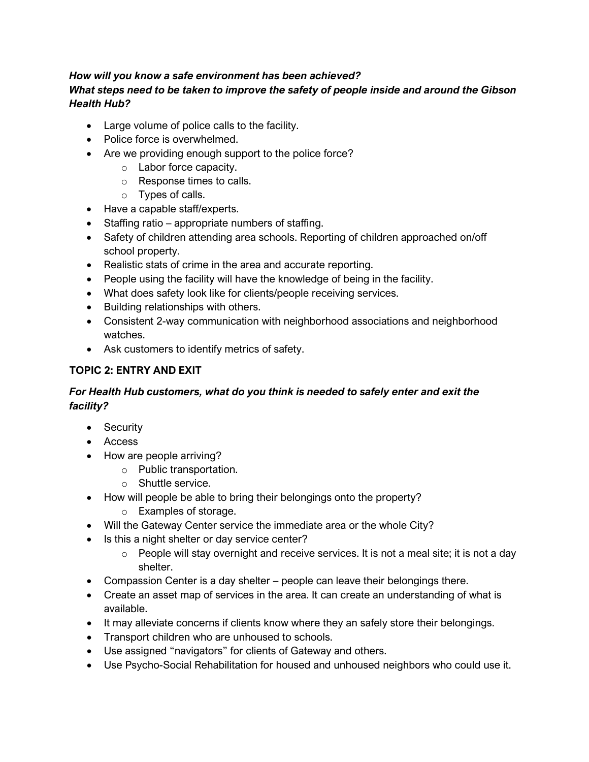***How will you know a safe environment has been achieved?***
***What steps need to be taken to improve the safety of people inside and around the Gibson Health Hub?***

- Large volume of police calls to the facility.
- Police force is overwhelmed.
- Are we providing enough support to the police force?
  - Labor force capacity.
  - Response times to calls.
  - Types of calls.
- Have a capable staff/experts.
- Staffing ratio – appropriate numbers of staffing.
- Safety of children attending area schools. Reporting of children approached on/off school property.
- Realistic stats of crime in the area and accurate reporting.
- People using the facility will have the knowledge of being in the facility.
- What does safety look like for clients/people receiving services.
- Building relationships with others.
- Consistent 2-way communication with neighborhood associations and neighborhood watches.
- Ask customers to identify metrics of safety.

## TOPIC 2: ENTRY AND EXIT

***For Health Hub customers, what do you think is needed to safely enter and exit the facility?***

- Security
- Access
- How are people arriving?
  - Public transportation.
  - Shuttle service.
- How will people be able to bring their belongings onto the property?
  - Examples of storage.
- Will the Gateway Center service the immediate area or the whole City?
- Is this a night shelter or day service center?
  - People will stay overnight and receive services. It is not a meal site; it is not a day shelter.
- Compassion Center is a day shelter – people can leave their belongings there.
- Create an asset map of services in the area. It can create an understanding of what is available.
- It may alleviate concerns if clients know where they an safely store their belongings.
- Transport children who are unhoused to schools.
- Use assigned "navigators" for clients of Gateway and others.
- Use Psycho-Social Rehabilitation for housed and unhoused neighbors who could use it.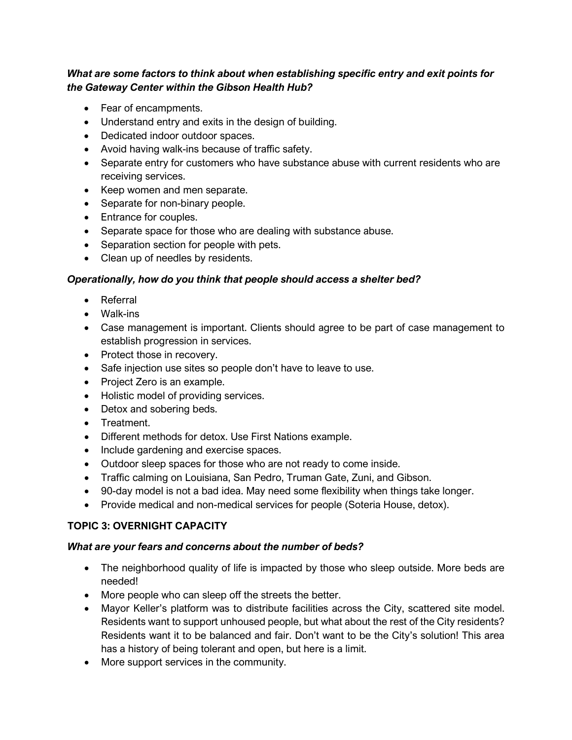***What are some factors to think about when establishing specific entry and exit points for the Gateway Center within the Gibson Health Hub?***

- Fear of encampments.
- Understand entry and exits in the design of building.
- Dedicated indoor outdoor spaces.
- Avoid having walk-ins because of traffic safety.
- Separate entry for customers who have substance abuse with current residents who are receiving services.
- Keep women and men separate.
- Separate for non-binary people.
- Entrance for couples.
- Separate space for those who are dealing with substance abuse.
- Separation section for people with pets.
- Clean up of needles by residents.

***Operationally, how do you think that people should access a shelter bed?***

- Referral
- Walk-ins
- Case management is important. Clients should agree to be part of case management to establish progression in services.
- Protect those in recovery.
- Safe injection use sites so people don't have to leave to use.
- Project Zero is an example.
- Holistic model of providing services.
- Detox and sobering beds.
- Treatment.
- Different methods for detox. Use First Nations example.
- Include gardening and exercise spaces.
- Outdoor sleep spaces for those who are not ready to come inside.
- Traffic calming on Louisiana, San Pedro, Truman Gate, Zuni, and Gibson.
- 90-day model is not a bad idea. May need some flexibility when things take longer.
- Provide medical and non-medical services for people (Soteria House, detox).

## TOPIC 3: OVERNIGHT CAPACITY

***What are your fears and concerns about the number of beds?***

- The neighborhood quality of life is impacted by those who sleep outside. More beds are needed!
- More people who can sleep off the streets the better.
- Mayor Keller's platform was to distribute facilities across the City, scattered site model. Residents want to support unhoused people, but what about the rest of the City residents? Residents want it to be balanced and fair. Don't want to be the City's solution! This area has a history of being tolerant and open, but here is a limit.
- More support services in the community.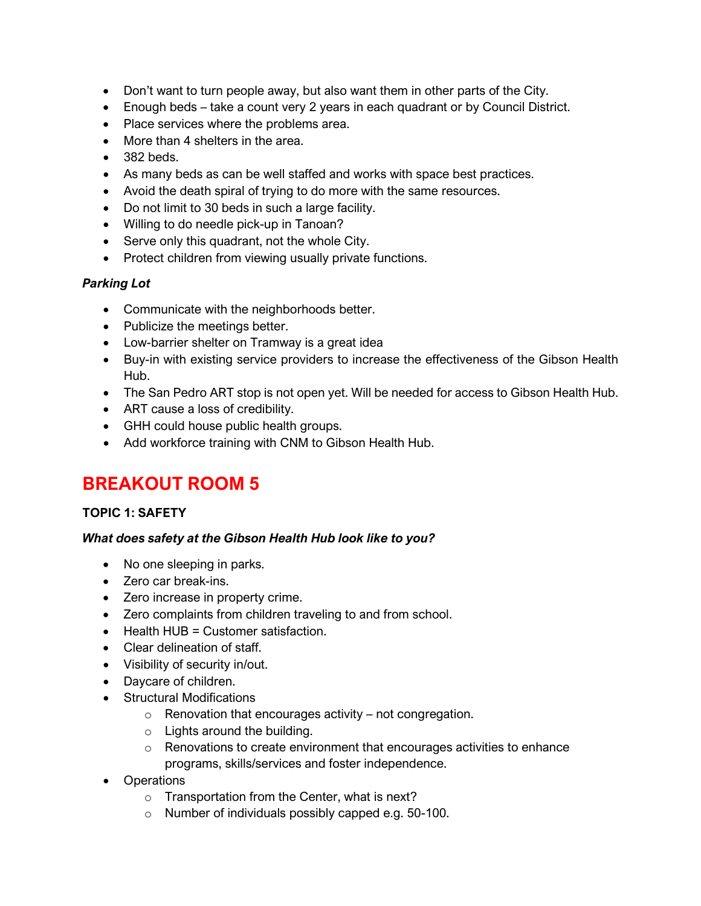- Don't want to turn people away, but also want them in other parts of the City.
- Enough beds – take a count very 2 years in each quadrant or by Council District.
- Place services where the problems area.
- More than 4 shelters in the area.
- 382 beds.
- As many beds as can be well staffed and works with space best practices.
- Avoid the death spiral of trying to do more with the same resources.
- Do not limit to 30 beds in such a large facility.
- Willing to do needle pick-up in Tanoan?
- Serve only this quadrant, not the whole City.
- Protect children from viewing usually private functions.

***Parking Lot***

- Communicate with the neighborhoods better.
- Publicize the meetings better.
- Low-barrier shelter on Tramway is a great idea
- Buy-in with existing service providers to increase the effectiveness of the Gibson Health Hub.
- The San Pedro ART stop is not open yet. Will be needed for access to Gibson Health Hub.
- ART cause a loss of credibility.
- GHH could house public health groups.
- Add workforce training with CNM to Gibson Health Hub.

# BREAKOUT ROOM 5

## TOPIC 1: SAFETY

***What does safety at the Gibson Health Hub look like to you?***

- No one sleeping in parks.
- Zero car break-ins.
- Zero increase in property crime.
- Zero complaints from children traveling to and from school.
- Health HUB = Customer satisfaction.
- Clear delineation of staff.
- Visibility of security in/out.
- Daycare of children.
- Structural Modifications
  - Renovation that encourages activity – not congregation.
  - Lights around the building.
  - Renovations to create environment that encourages activities to enhance programs, skills/services and foster independence.
- Operations
  - Transportation from the Center, what is next?
  - Number of individuals possibly capped e.g. 50-100.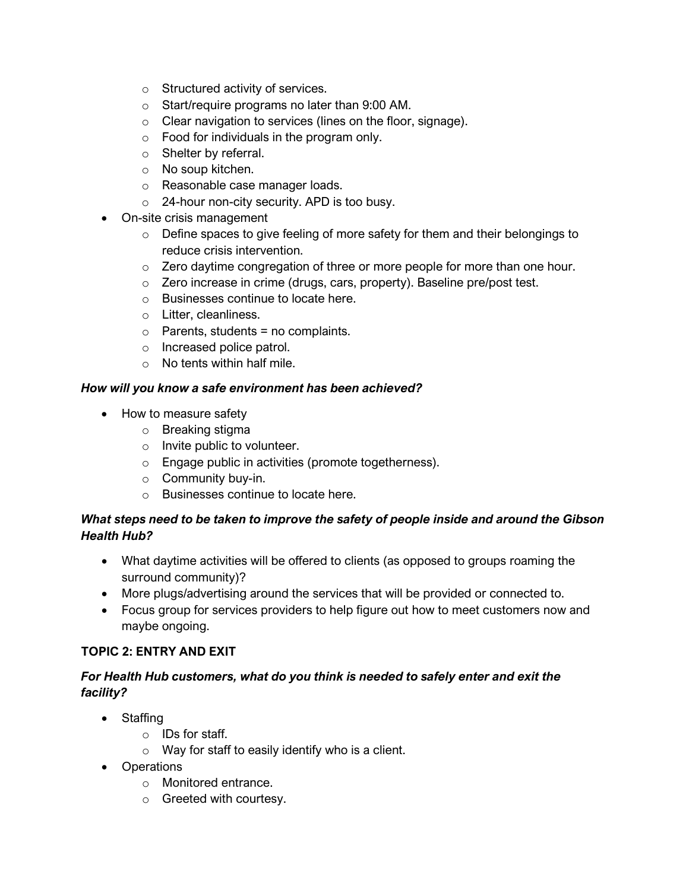- Structured activity of services.
  - Start/require programs no later than 9:00 AM.
  - Clear navigation to services (lines on the floor, signage).
  - Food for individuals in the program only.
  - Shelter by referral.
  - No soup kitchen.
  - Reasonable case manager loads.
  - 24-hour non-city security. APD is too busy.
- On-site crisis management
  - Define spaces to give feeling of more safety for them and their belongings to reduce crisis intervention.
  - Zero daytime congregation of three or more people for more than one hour.
  - Zero increase in crime (drugs, cars, property). Baseline pre/post test.
  - Businesses continue to locate here.
  - Litter, cleanliness.
  - Parents, students = no complaints.
  - Increased police patrol.
  - No tents within half mile.

***How will you know a safe environment has been achieved?***

- How to measure safety
  - Breaking stigma
  - Invite public to volunteer.
  - Engage public in activities (promote togetherness).
  - Community buy-in.
  - Businesses continue to locate here.

***What steps need to be taken to improve the safety of people inside and around the Gibson Health Hub?***

- What daytime activities will be offered to clients (as opposed to groups roaming the surround community)?
- More plugs/advertising around the services that will be provided or connected to.
- Focus group for services providers to help figure out how to meet customers now and maybe ongoing.

## TOPIC 2: ENTRY AND EXIT

***For Health Hub customers, what do you think is needed to safely enter and exit the facility?***

- Staffing
  - IDs for staff.
  - Way for staff to easily identify who is a client.
- Operations
  - Monitored entrance.
  - Greeted with courtesy.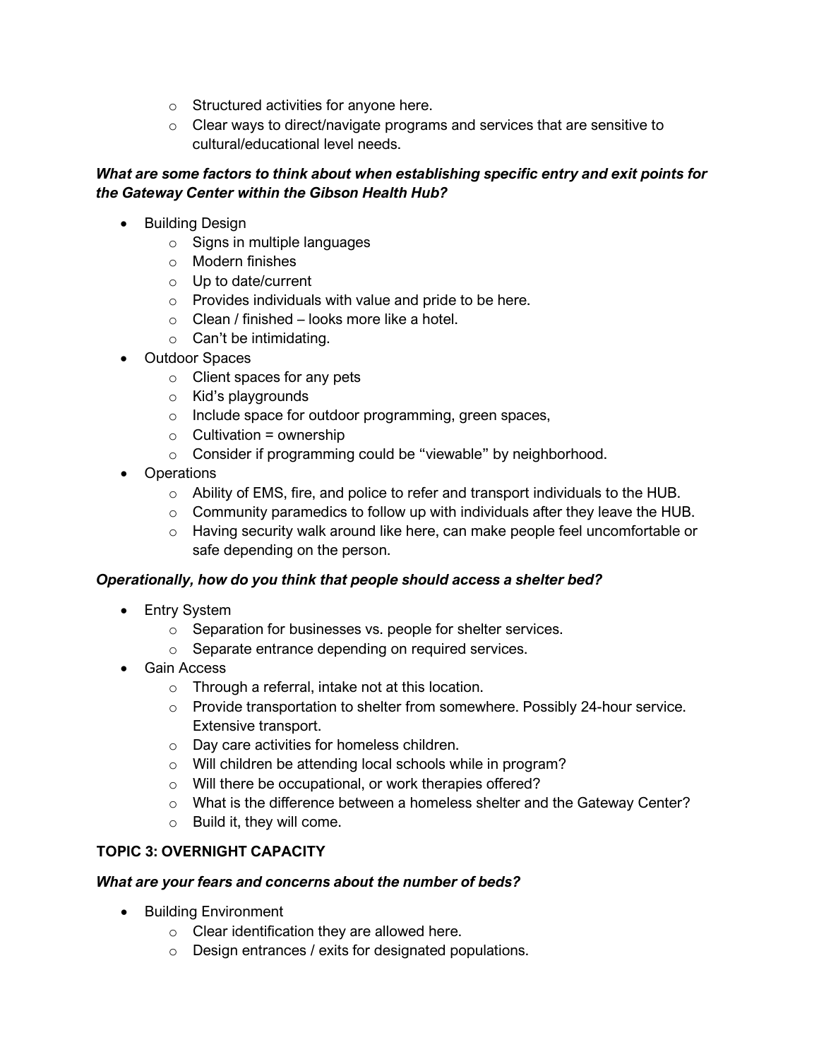- Structured activities for anyone here.
  - Clear ways to direct/navigate programs and services that are sensitive to cultural/educational level needs.

***What are some factors to think about when establishing specific entry and exit points for the Gateway Center within the Gibson Health Hub?***

- Building Design
  - Signs in multiple languages
  - Modern finishes
  - Up to date/current
  - Provides individuals with value and pride to be here.
  - Clean / finished – looks more like a hotel.
  - Can't be intimidating.
- Outdoor Spaces
  - Client spaces for any pets
  - Kid's playgrounds
  - Include space for outdoor programming, green spaces,
  - Cultivation = ownership
  - Consider if programming could be "viewable" by neighborhood.
- Operations
  - Ability of EMS, fire, and police to refer and transport individuals to the HUB.
  - Community paramedics to follow up with individuals after they leave the HUB.
  - Having security walk around like here, can make people feel uncomfortable or safe depending on the person.

***Operationally, how do you think that people should access a shelter bed?***

- Entry System
  - Separation for businesses vs. people for shelter services.
  - Separate entrance depending on required services.
- Gain Access
  - Through a referral, intake not at this location.
  - Provide transportation to shelter from somewhere. Possibly 24-hour service. Extensive transport.
  - Day care activities for homeless children.
  - Will children be attending local schools while in program?
  - Will there be occupational, or work therapies offered?
  - What is the difference between a homeless shelter and the Gateway Center?
  - Build it, they will come.

## TOPIC 3: OVERNIGHT CAPACITY

***What are your fears and concerns about the number of beds?***

- Building Environment
  - Clear identification they are allowed here.
  - Design entrances / exits for designated populations.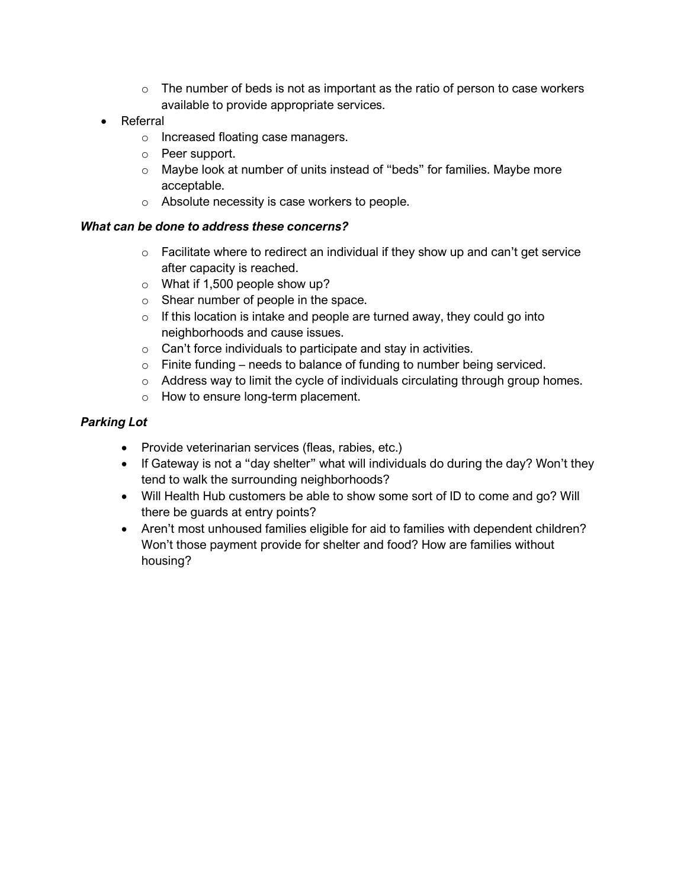- The number of beds is not as important as the ratio of person to case workers available to provide appropriate services.
- Referral
  - Increased floating case managers.
  - Peer support.
  - Maybe look at number of units instead of "beds" for families. Maybe more acceptable.
  - Absolute necessity is case workers to people.

***What can be done to address these concerns?***

  - Facilitate where to redirect an individual if they show up and can't get service after capacity is reached.
  - What if 1,500 people show up?
  - Shear number of people in the space.
  - If this location is intake and people are turned away, they could go into neighborhoods and cause issues.
  - Can't force individuals to participate and stay in activities.
  - Finite funding – needs to balance of funding to number being serviced.
  - Address way to limit the cycle of individuals circulating through group homes.
  - How to ensure long-term placement.

***Parking Lot***

- Provide veterinarian services (fleas, rabies, etc.)
- If Gateway is not a "day shelter" what will individuals do during the day? Won't they tend to walk the surrounding neighborhoods?
- Will Health Hub customers be able to show some sort of ID to come and go? Will there be guards at entry points?
- Aren't most unhoused families eligible for aid to families with dependent children? Won't those payment provide for shelter and food? How are families without housing?